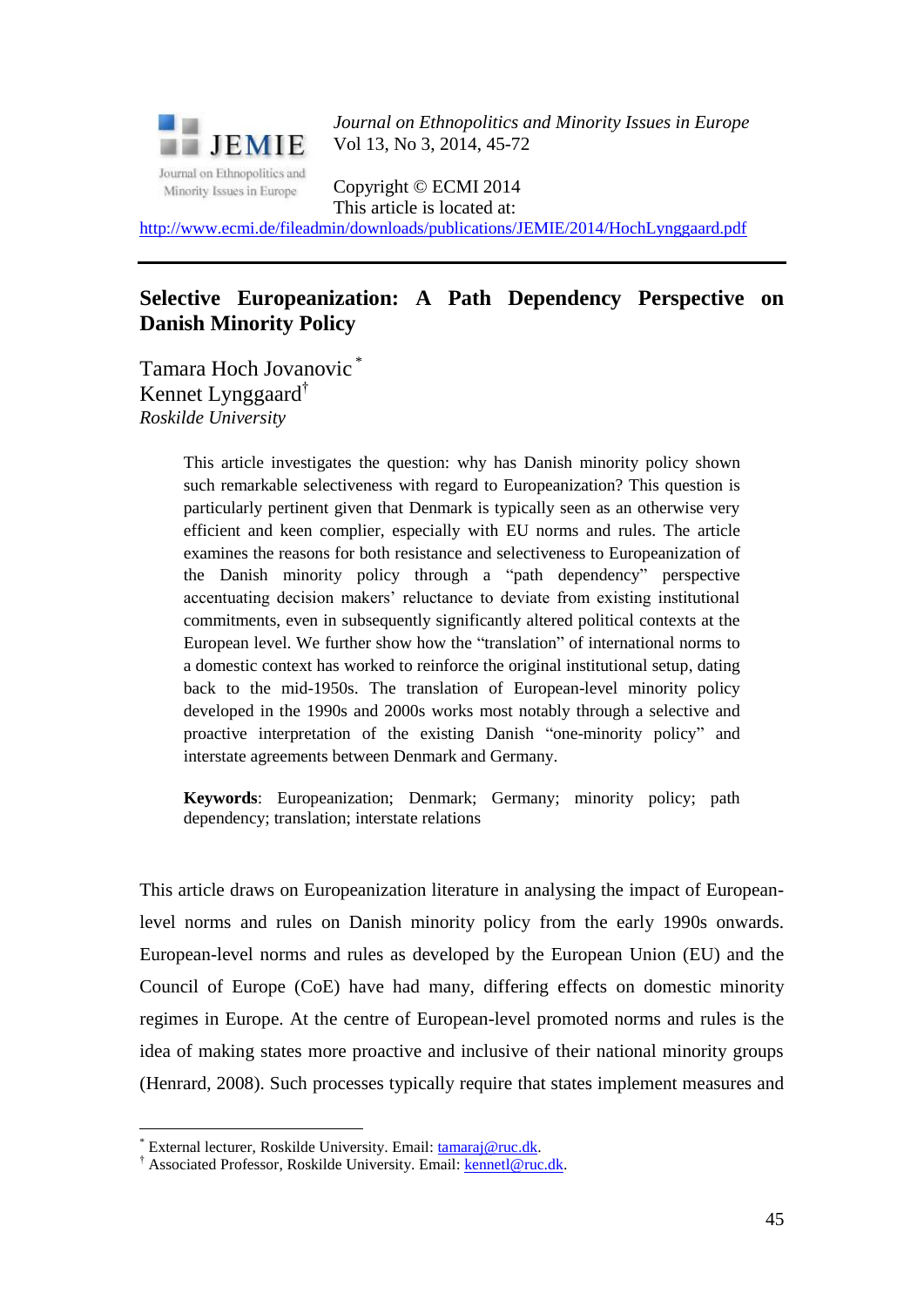*Journal on Ethnopolitics and Minority Issues in Europe*
Vol 13, No 3, 2014, 45-72

Copyright © ECMI 2014
This article is located at:
http://www.ecmi.de/fileadmin/downloads/publications/JEMIE/2014/HochLynggaard.pdf

---

# Selective Europeanization: A Path Dependency Perspective on Danish Minority Policy

Tamara Hoch Jovanovic [*]
Kennet Lynggaard[†]
*Roskilde University*

> This article investigates the question: why has Danish minority policy shown such remarkable selectiveness with regard to Europeanization? This question is particularly pertinent given that Denmark is typically seen as an otherwise very efficient and keen complier, especially with EU norms and rules. The article examines the reasons for both resistance and selectiveness to Europeanization of the Danish minority policy through a "path dependency" perspective accentuating decision makers' reluctance to deviate from existing institutional commitments, even in subsequently significantly altered political contexts at the European level. We further show how the "translation" of international norms to a domestic context has worked to reinforce the original institutional setup, dating back to the mid-1950s. The translation of European-level minority policy developed in the 1990s and 2000s works most notably through a selective and proactive interpretation of the existing Danish "one-minority policy" and interstate agreements between Denmark and Germany.
>
> **Keywords**: Europeanization; Denmark; Germany; minority policy; path dependency; translation; interstate relations

This article draws on Europeanization literature in analysing the impact of European-level norms and rules on Danish minority policy from the early 1990s onwards. European-level norms and rules as developed by the European Union (EU) and the Council of Europe (CoE) have had many, differing effects on domestic minority regimes in Europe. At the centre of European-level promoted norms and rules is the idea of making states more proactive and inclusive of their national minority groups (Henrard, 2008). Such processes typically require that states implement measures and

---

[*] External lecturer, Roskilde University. Email: tamaraj@ruc.dk.
[†] Associated Professor, Roskilde University. Email: kennetl@ruc.dk.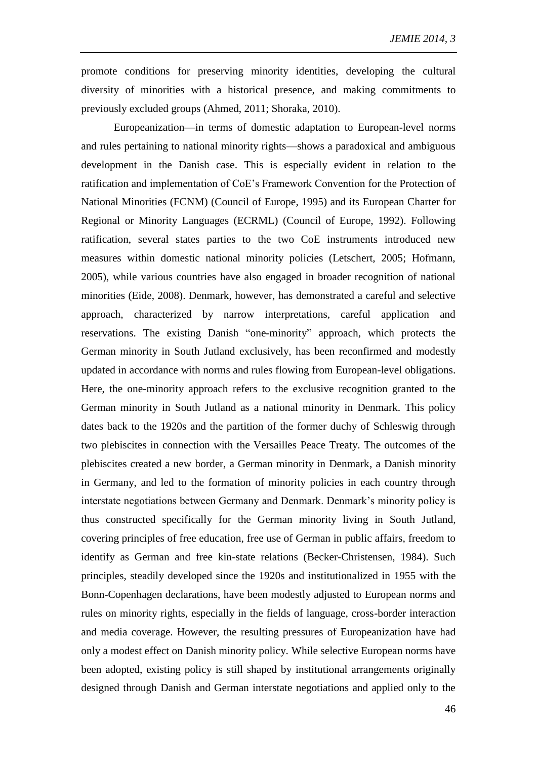promote conditions for preserving minority identities, developing the cultural diversity of minorities with a historical presence, and making commitments to previously excluded groups (Ahmed, 2011; Shoraka, 2010).

Europeanization—in terms of domestic adaptation to European-level norms and rules pertaining to national minority rights—shows a paradoxical and ambiguous development in the Danish case. This is especially evident in relation to the ratification and implementation of CoE's Framework Convention for the Protection of National Minorities (FCNM) (Council of Europe, 1995) and its European Charter for Regional or Minority Languages (ECRML) (Council of Europe, 1992). Following ratification, several states parties to the two CoE instruments introduced new measures within domestic national minority policies (Letschert, 2005; Hofmann, 2005), while various countries have also engaged in broader recognition of national minorities (Eide, 2008). Denmark, however, has demonstrated a careful and selective approach, characterized by narrow interpretations, careful application and reservations. The existing Danish "one-minority" approach, which protects the German minority in South Jutland exclusively, has been reconfirmed and modestly updated in accordance with norms and rules flowing from European-level obligations. Here, the one-minority approach refers to the exclusive recognition granted to the German minority in South Jutland as a national minority in Denmark. This policy dates back to the 1920s and the partition of the former duchy of Schleswig through two plebiscites in connection with the Versailles Peace Treaty. The outcomes of the plebiscites created a new border, a German minority in Denmark, a Danish minority in Germany, and led to the formation of minority policies in each country through interstate negotiations between Germany and Denmark. Denmark's minority policy is thus constructed specifically for the German minority living in South Jutland, covering principles of free education, free use of German in public affairs, freedom to identify as German and free kin-state relations (Becker-Christensen, 1984). Such principles, steadily developed since the 1920s and institutionalized in 1955 with the Bonn-Copenhagen declarations, have been modestly adjusted to European norms and rules on minority rights, especially in the fields of language, cross-border interaction and media coverage. However, the resulting pressures of Europeanization have had only a modest effect on Danish minority policy. While selective European norms have been adopted, existing policy is still shaped by institutional arrangements originally designed through Danish and German interstate negotiations and applied only to the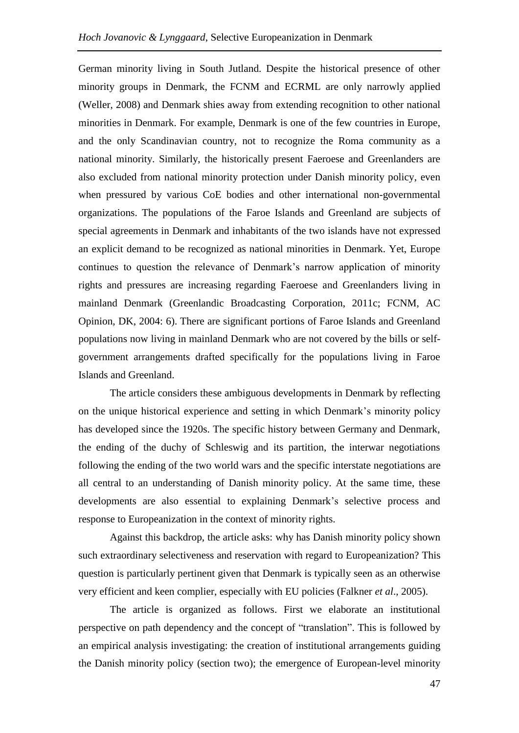German minority living in South Jutland. Despite the historical presence of other minority groups in Denmark, the FCNM and ECRML are only narrowly applied (Weller, 2008) and Denmark shies away from extending recognition to other national minorities in Denmark. For example, Denmark is one of the few countries in Europe, and the only Scandinavian country, not to recognize the Roma community as a national minority. Similarly, the historically present Faeroese and Greenlanders are also excluded from national minority protection under Danish minority policy, even when pressured by various CoE bodies and other international non-governmental organizations. The populations of the Faroe Islands and Greenland are subjects of special agreements in Denmark and inhabitants of the two islands have not expressed an explicit demand to be recognized as national minorities in Denmark. Yet, Europe continues to question the relevance of Denmark's narrow application of minority rights and pressures are increasing regarding Faeroese and Greenlanders living in mainland Denmark (Greenlandic Broadcasting Corporation, 2011c; FCNM, AC Opinion, DK, 2004: 6). There are significant portions of Faroe Islands and Greenland populations now living in mainland Denmark who are not covered by the bills or self-government arrangements drafted specifically for the populations living in Faroe Islands and Greenland.

The article considers these ambiguous developments in Denmark by reflecting on the unique historical experience and setting in which Denmark's minority policy has developed since the 1920s. The specific history between Germany and Denmark, the ending of the duchy of Schleswig and its partition, the interwar negotiations following the ending of the two world wars and the specific interstate negotiations are all central to an understanding of Danish minority policy. At the same time, these developments are also essential to explaining Denmark's selective process and response to Europeanization in the context of minority rights.

Against this backdrop, the article asks: why has Danish minority policy shown such extraordinary selectiveness and reservation with regard to Europeanization? This question is particularly pertinent given that Denmark is typically seen as an otherwise very efficient and keen complier, especially with EU policies (Falkner *et al*., 2005).

The article is organized as follows. First we elaborate an institutional perspective on path dependency and the concept of "translation". This is followed by an empirical analysis investigating: the creation of institutional arrangements guiding the Danish minority policy (section two); the emergence of European-level minority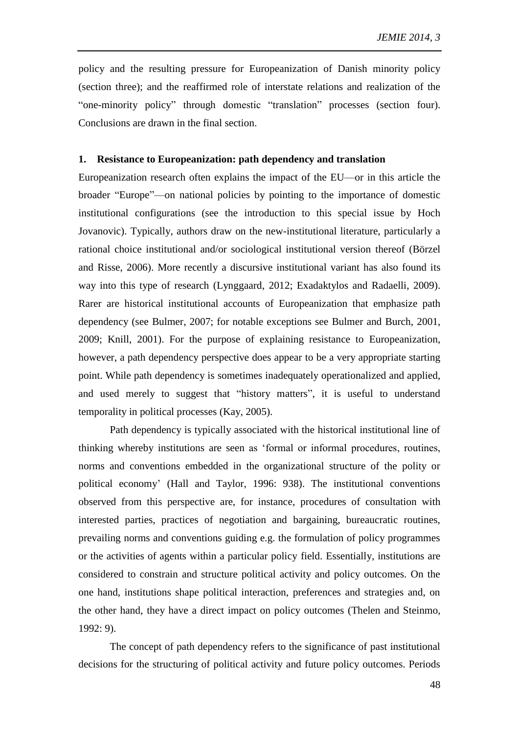policy and the resulting pressure for Europeanization of Danish minority policy (section three); and the reaffirmed role of interstate relations and realization of the "one-minority policy" through domestic "translation" processes (section four). Conclusions are drawn in the final section.

## 1. Resistance to Europeanization: path dependency and translation

Europeanization research often explains the impact of the EU—or in this article the broader "Europe"—on national policies by pointing to the importance of domestic institutional configurations (see the introduction to this special issue by Hoch Jovanovic). Typically, authors draw on the new-institutional literature, particularly a rational choice institutional and/or sociological institutional version thereof (Börzel and Risse, 2006). More recently a discursive institutional variant has also found its way into this type of research (Lynggaard, 2012; Exadaktylos and Radaelli, 2009). Rarer are historical institutional accounts of Europeanization that emphasize path dependency (see Bulmer, 2007; for notable exceptions see Bulmer and Burch, 2001, 2009; Knill, 2001). For the purpose of explaining resistance to Europeanization, however, a path dependency perspective does appear to be a very appropriate starting point. While path dependency is sometimes inadequately operationalized and applied, and used merely to suggest that "history matters", it is useful to understand temporality in political processes (Kay, 2005).

Path dependency is typically associated with the historical institutional line of thinking whereby institutions are seen as 'formal or informal procedures, routines, norms and conventions embedded in the organizational structure of the polity or political economy' (Hall and Taylor, 1996: 938). The institutional conventions observed from this perspective are, for instance, procedures of consultation with interested parties, practices of negotiation and bargaining, bureaucratic routines, prevailing norms and conventions guiding e.g. the formulation of policy programmes or the activities of agents within a particular policy field. Essentially, institutions are considered to constrain and structure political activity and policy outcomes. On the one hand, institutions shape political interaction, preferences and strategies and, on the other hand, they have a direct impact on policy outcomes (Thelen and Steinmo, 1992: 9).

The concept of path dependency refers to the significance of past institutional decisions for the structuring of political activity and future policy outcomes. Periods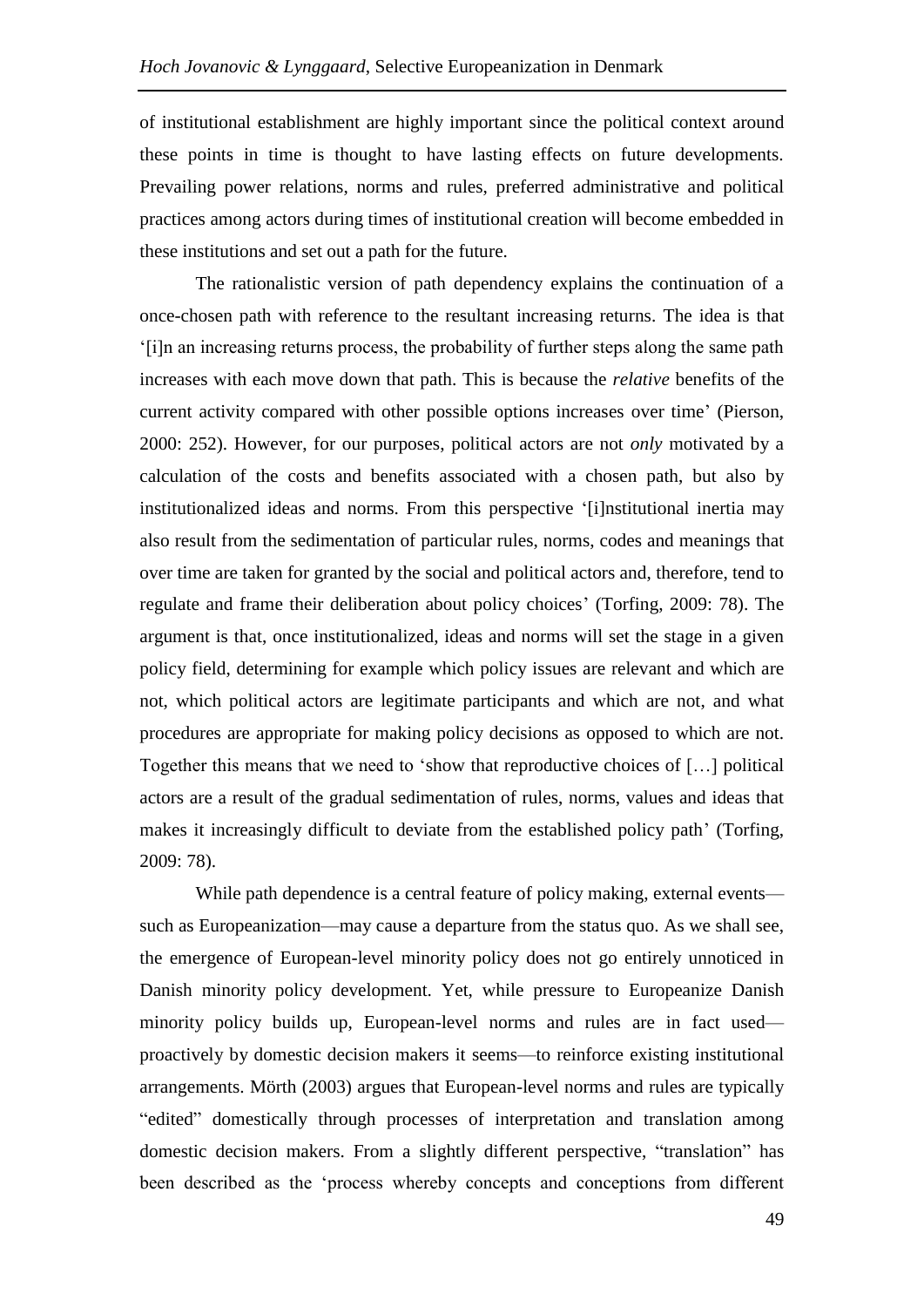of institutional establishment are highly important since the political context around these points in time is thought to have lasting effects on future developments. Prevailing power relations, norms and rules, preferred administrative and political practices among actors during times of institutional creation will become embedded in these institutions and set out a path for the future.

The rationalistic version of path dependency explains the continuation of a once-chosen path with reference to the resultant increasing returns. The idea is that '[i]n an increasing returns process, the probability of further steps along the same path increases with each move down that path. This is because the *relative* benefits of the current activity compared with other possible options increases over time' (Pierson, 2000: 252). However, for our purposes, political actors are not *only* motivated by a calculation of the costs and benefits associated with a chosen path, but also by institutionalized ideas and norms. From this perspective '[i]nstitutional inertia may also result from the sedimentation of particular rules, norms, codes and meanings that over time are taken for granted by the social and political actors and, therefore, tend to regulate and frame their deliberation about policy choices' (Torfing, 2009: 78). The argument is that, once institutionalized, ideas and norms will set the stage in a given policy field, determining for example which policy issues are relevant and which are not, which political actors are legitimate participants and which are not, and what procedures are appropriate for making policy decisions as opposed to which are not. Together this means that we need to 'show that reproductive choices of […] political actors are a result of the gradual sedimentation of rules, norms, values and ideas that makes it increasingly difficult to deviate from the established policy path' (Torfing, 2009: 78).

While path dependence is a central feature of policy making, external events—such as Europeanization—may cause a departure from the status quo. As we shall see, the emergence of European-level minority policy does not go entirely unnoticed in Danish minority policy development. Yet, while pressure to Europeanize Danish minority policy builds up, European-level norms and rules are in fact used—proactively by domestic decision makers it seems—to reinforce existing institutional arrangements. Mörth (2003) argues that European-level norms and rules are typically "edited" domestically through processes of interpretation and translation among domestic decision makers. From a slightly different perspective, "translation" has been described as the 'process whereby concepts and conceptions from different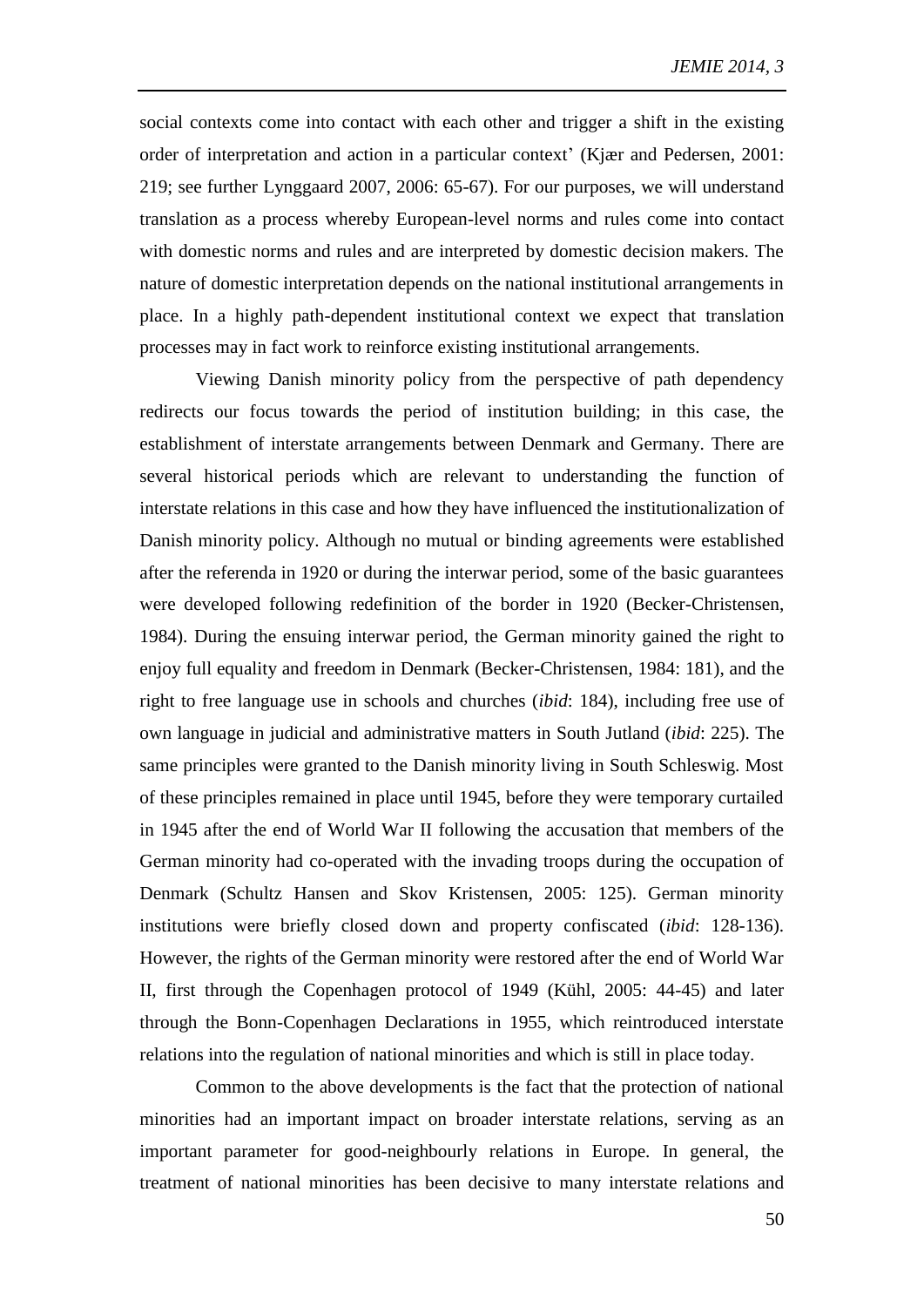social contexts come into contact with each other and trigger a shift in the existing order of interpretation and action in a particular context' (Kjær and Pedersen, 2001: 219; see further Lynggaard 2007, 2006: 65-67). For our purposes, we will understand translation as a process whereby European-level norms and rules come into contact with domestic norms and rules and are interpreted by domestic decision makers. The nature of domestic interpretation depends on the national institutional arrangements in place. In a highly path-dependent institutional context we expect that translation processes may in fact work to reinforce existing institutional arrangements.

Viewing Danish minority policy from the perspective of path dependency redirects our focus towards the period of institution building; in this case, the establishment of interstate arrangements between Denmark and Germany. There are several historical periods which are relevant to understanding the function of interstate relations in this case and how they have influenced the institutionalization of Danish minority policy. Although no mutual or binding agreements were established after the referenda in 1920 or during the interwar period, some of the basic guarantees were developed following redefinition of the border in 1920 (Becker-Christensen, 1984). During the ensuing interwar period, the German minority gained the right to enjoy full equality and freedom in Denmark (Becker-Christensen, 1984: 181), and the right to free language use in schools and churches (*ibid*: 184), including free use of own language in judicial and administrative matters in South Jutland (*ibid*: 225). The same principles were granted to the Danish minority living in South Schleswig. Most of these principles remained in place until 1945, before they were temporary curtailed in 1945 after the end of World War II following the accusation that members of the German minority had co-operated with the invading troops during the occupation of Denmark (Schultz Hansen and Skov Kristensen, 2005: 125). German minority institutions were briefly closed down and property confiscated (*ibid*: 128-136). However, the rights of the German minority were restored after the end of World War II, first through the Copenhagen protocol of 1949 (Kühl, 2005: 44-45) and later through the Bonn-Copenhagen Declarations in 1955, which reintroduced interstate relations into the regulation of national minorities and which is still in place today.

Common to the above developments is the fact that the protection of national minorities had an important impact on broader interstate relations, serving as an important parameter for good-neighbourly relations in Europe. In general, the treatment of national minorities has been decisive to many interstate relations and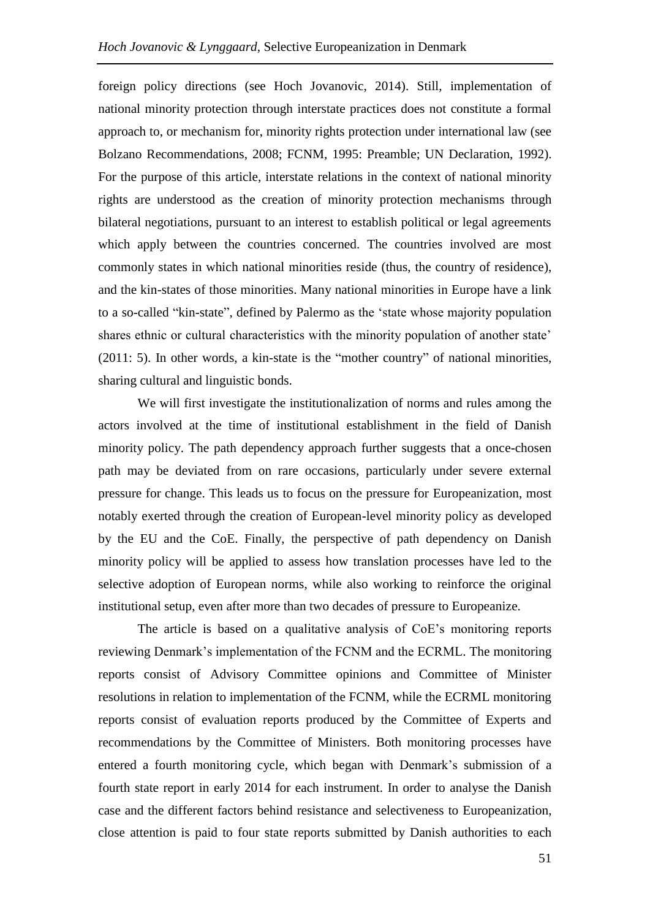foreign policy directions (see Hoch Jovanovic, 2014). Still, implementation of national minority protection through interstate practices does not constitute a formal approach to, or mechanism for, minority rights protection under international law (see Bolzano Recommendations, 2008; FCNM, 1995: Preamble; UN Declaration, 1992). For the purpose of this article, interstate relations in the context of national minority rights are understood as the creation of minority protection mechanisms through bilateral negotiations, pursuant to an interest to establish political or legal agreements which apply between the countries concerned. The countries involved are most commonly states in which national minorities reside (thus, the country of residence), and the kin-states of those minorities. Many national minorities in Europe have a link to a so-called "kin-state", defined by Palermo as the 'state whose majority population shares ethnic or cultural characteristics with the minority population of another state' (2011: 5). In other words, a kin-state is the "mother country" of national minorities, sharing cultural and linguistic bonds.

We will first investigate the institutionalization of norms and rules among the actors involved at the time of institutional establishment in the field of Danish minority policy. The path dependency approach further suggests that a once-chosen path may be deviated from on rare occasions, particularly under severe external pressure for change. This leads us to focus on the pressure for Europeanization, most notably exerted through the creation of European-level minority policy as developed by the EU and the CoE. Finally, the perspective of path dependency on Danish minority policy will be applied to assess how translation processes have led to the selective adoption of European norms, while also working to reinforce the original institutional setup, even after more than two decades of pressure to Europeanize.

The article is based on a qualitative analysis of CoE's monitoring reports reviewing Denmark's implementation of the FCNM and the ECRML. The monitoring reports consist of Advisory Committee opinions and Committee of Minister resolutions in relation to implementation of the FCNM, while the ECRML monitoring reports consist of evaluation reports produced by the Committee of Experts and recommendations by the Committee of Ministers. Both monitoring processes have entered a fourth monitoring cycle, which began with Denmark's submission of a fourth state report in early 2014 for each instrument. In order to analyse the Danish case and the different factors behind resistance and selectiveness to Europeanization, close attention is paid to four state reports submitted by Danish authorities to each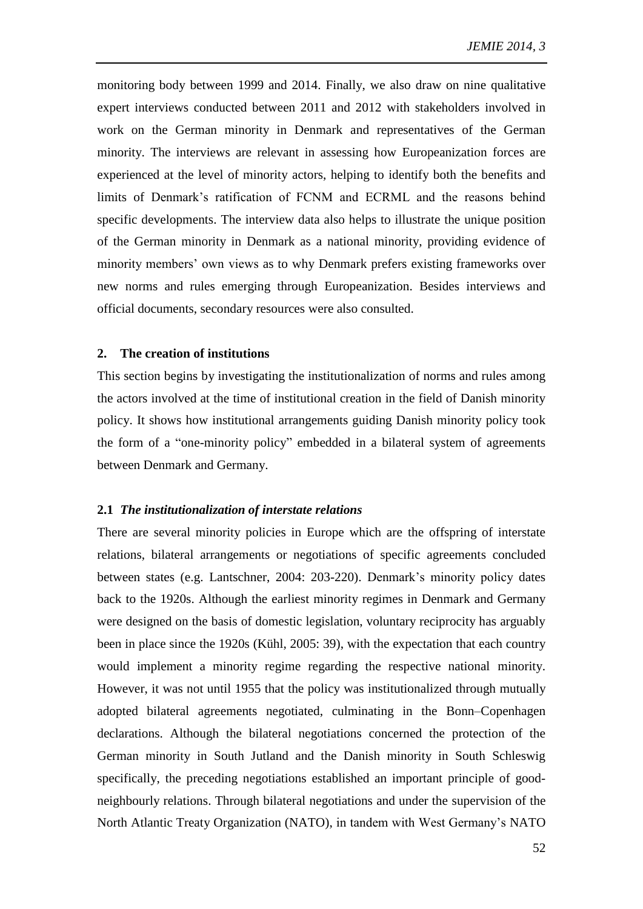monitoring body between 1999 and 2014. Finally, we also draw on nine qualitative expert interviews conducted between 2011 and 2012 with stakeholders involved in work on the German minority in Denmark and representatives of the German minority. The interviews are relevant in assessing how Europeanization forces are experienced at the level of minority actors, helping to identify both the benefits and limits of Denmark's ratification of FCNM and ECRML and the reasons behind specific developments. The interview data also helps to illustrate the unique position of the German minority in Denmark as a national minority, providing evidence of minority members' own views as to why Denmark prefers existing frameworks over new norms and rules emerging through Europeanization. Besides interviews and official documents, secondary resources were also consulted.

## 2. The creation of institutions

This section begins by investigating the institutionalization of norms and rules among the actors involved at the time of institutional creation in the field of Danish minority policy. It shows how institutional arrangements guiding Danish minority policy took the form of a "one-minority policy" embedded in a bilateral system of agreements between Denmark and Germany.

### 2.1 *The institutionalization of interstate relations*

There are several minority policies in Europe which are the offspring of interstate relations, bilateral arrangements or negotiations of specific agreements concluded between states (e.g. Lantschner, 2004: 203-220). Denmark's minority policy dates back to the 1920s. Although the earliest minority regimes in Denmark and Germany were designed on the basis of domestic legislation, voluntary reciprocity has arguably been in place since the 1920s (Kühl, 2005: 39), with the expectation that each country would implement a minority regime regarding the respective national minority. However, it was not until 1955 that the policy was institutionalized through mutually adopted bilateral agreements negotiated, culminating in the Bonn–Copenhagen declarations. Although the bilateral negotiations concerned the protection of the German minority in South Jutland and the Danish minority in South Schleswig specifically, the preceding negotiations established an important principle of good-neighbourly relations. Through bilateral negotiations and under the supervision of the North Atlantic Treaty Organization (NATO), in tandem with West Germany's NATO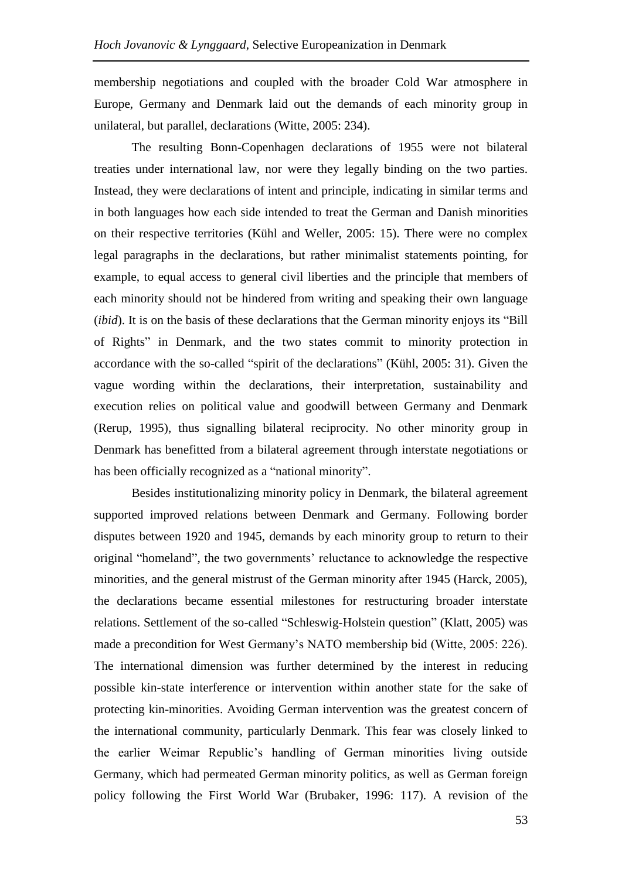membership negotiations and coupled with the broader Cold War atmosphere in Europe, Germany and Denmark laid out the demands of each minority group in unilateral, but parallel, declarations (Witte, 2005: 234).

The resulting Bonn-Copenhagen declarations of 1955 were not bilateral treaties under international law, nor were they legally binding on the two parties. Instead, they were declarations of intent and principle, indicating in similar terms and in both languages how each side intended to treat the German and Danish minorities on their respective territories (Kühl and Weller, 2005: 15). There were no complex legal paragraphs in the declarations, but rather minimalist statements pointing, for example, to equal access to general civil liberties and the principle that members of each minority should not be hindered from writing and speaking their own language (*ibid*). It is on the basis of these declarations that the German minority enjoys its "Bill of Rights" in Denmark, and the two states commit to minority protection in accordance with the so-called "spirit of the declarations" (Kühl, 2005: 31). Given the vague wording within the declarations, their interpretation, sustainability and execution relies on political value and goodwill between Germany and Denmark (Rerup, 1995), thus signalling bilateral reciprocity. No other minority group in Denmark has benefitted from a bilateral agreement through interstate negotiations or has been officially recognized as a "national minority".

Besides institutionalizing minority policy in Denmark, the bilateral agreement supported improved relations between Denmark and Germany. Following border disputes between 1920 and 1945, demands by each minority group to return to their original "homeland", the two governments' reluctance to acknowledge the respective minorities, and the general mistrust of the German minority after 1945 (Harck, 2005), the declarations became essential milestones for restructuring broader interstate relations. Settlement of the so-called "Schleswig-Holstein question" (Klatt, 2005) was made a precondition for West Germany's NATO membership bid (Witte, 2005: 226). The international dimension was further determined by the interest in reducing possible kin-state interference or intervention within another state for the sake of protecting kin-minorities. Avoiding German intervention was the greatest concern of the international community, particularly Denmark. This fear was closely linked to the earlier Weimar Republic's handling of German minorities living outside Germany, which had permeated German minority politics, as well as German foreign policy following the First World War (Brubaker, 1996: 117). A revision of the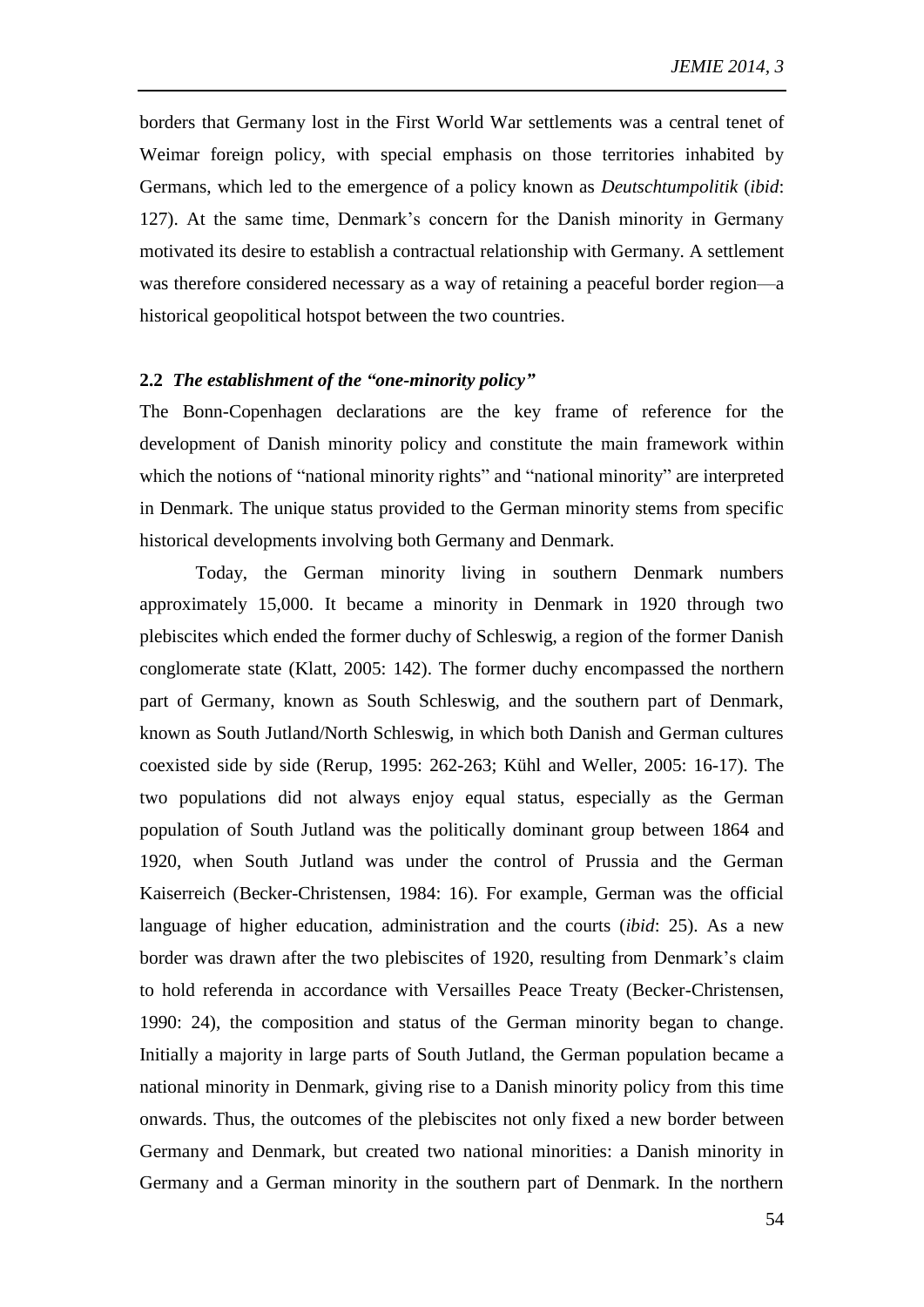borders that Germany lost in the First World War settlements was a central tenet of Weimar foreign policy, with special emphasis on those territories inhabited by Germans, which led to the emergence of a policy known as *Deutschtumpolitik* (*ibid*: 127). At the same time, Denmark's concern for the Danish minority in Germany motivated its desire to establish a contractual relationship with Germany. A settlement was therefore considered necessary as a way of retaining a peaceful border region—a historical geopolitical hotspot between the two countries.

### 2.2 *The establishment of the "one-minority policy"*

The Bonn-Copenhagen declarations are the key frame of reference for the development of Danish minority policy and constitute the main framework within which the notions of "national minority rights" and "national minority" are interpreted in Denmark. The unique status provided to the German minority stems from specific historical developments involving both Germany and Denmark.

Today, the German minority living in southern Denmark numbers approximately 15,000. It became a minority in Denmark in 1920 through two plebiscites which ended the former duchy of Schleswig, a region of the former Danish conglomerate state (Klatt, 2005: 142). The former duchy encompassed the northern part of Germany, known as South Schleswig, and the southern part of Denmark, known as South Jutland/North Schleswig, in which both Danish and German cultures coexisted side by side (Rerup, 1995: 262-263; Kühl and Weller, 2005: 16-17). The two populations did not always enjoy equal status, especially as the German population of South Jutland was the politically dominant group between 1864 and 1920, when South Jutland was under the control of Prussia and the German Kaiserreich (Becker-Christensen, 1984: 16). For example, German was the official language of higher education, administration and the courts (*ibid*: 25). As a new border was drawn after the two plebiscites of 1920, resulting from Denmark's claim to hold referenda in accordance with Versailles Peace Treaty (Becker-Christensen, 1990: 24), the composition and status of the German minority began to change. Initially a majority in large parts of South Jutland, the German population became a national minority in Denmark, giving rise to a Danish minority policy from this time onwards. Thus, the outcomes of the plebiscites not only fixed a new border between Germany and Denmark, but created two national minorities: a Danish minority in Germany and a German minority in the southern part of Denmark. In the northern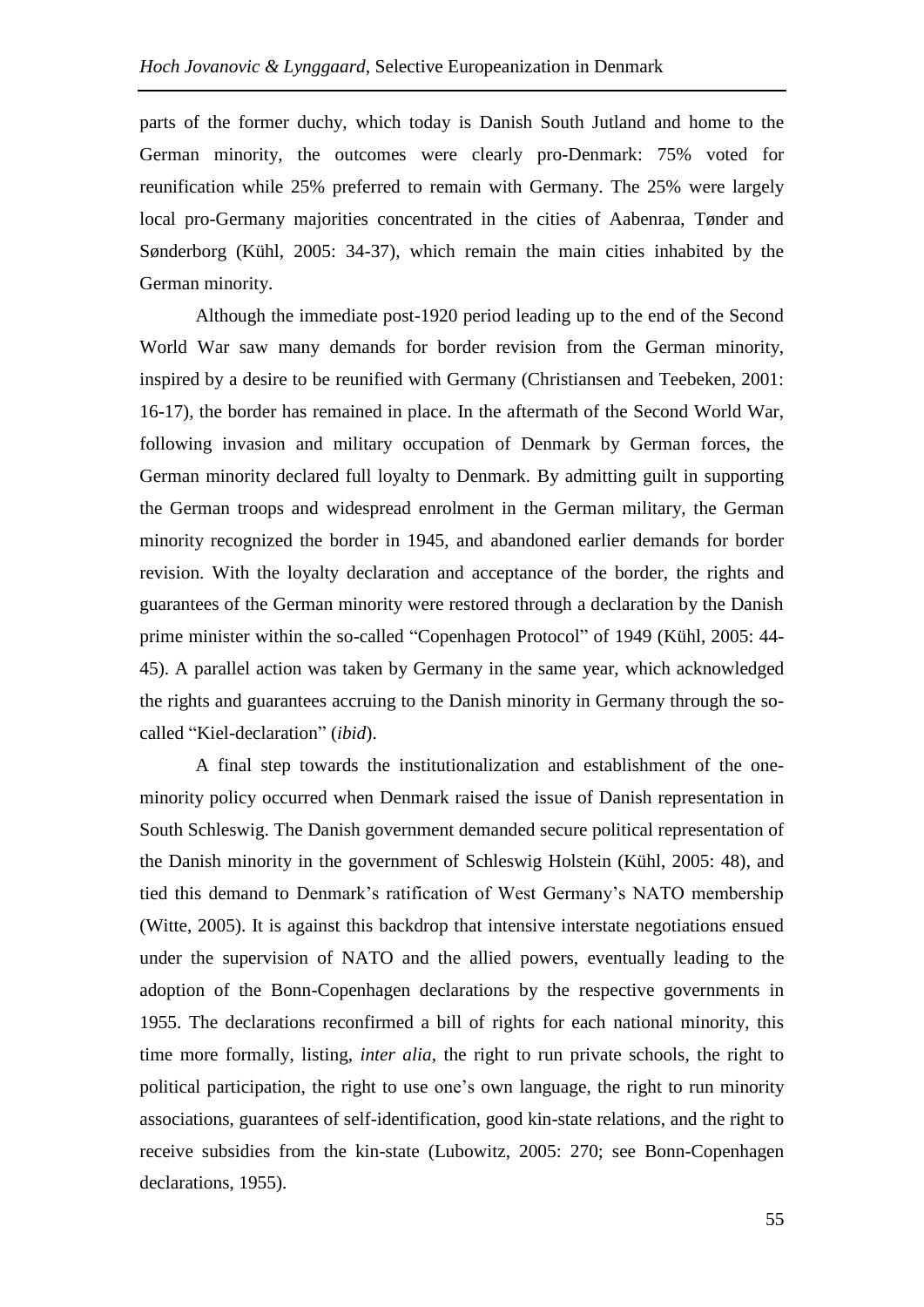parts of the former duchy, which today is Danish South Jutland and home to the German minority, the outcomes were clearly pro-Denmark: 75% voted for reunification while 25% preferred to remain with Germany. The 25% were largely local pro-Germany majorities concentrated in the cities of Aabenraa, Tønder and Sønderborg (Kühl, 2005: 34-37), which remain the main cities inhabited by the German minority.

Although the immediate post-1920 period leading up to the end of the Second World War saw many demands for border revision from the German minority, inspired by a desire to be reunified with Germany (Christiansen and Teebeken, 2001: 16-17), the border has remained in place. In the aftermath of the Second World War, following invasion and military occupation of Denmark by German forces, the German minority declared full loyalty to Denmark. By admitting guilt in supporting the German troops and widespread enrolment in the German military, the German minority recognized the border in 1945, and abandoned earlier demands for border revision. With the loyalty declaration and acceptance of the border, the rights and guarantees of the German minority were restored through a declaration by the Danish prime minister within the so-called "Copenhagen Protocol" of 1949 (Kühl, 2005: 44-45). A parallel action was taken by Germany in the same year, which acknowledged the rights and guarantees accruing to the Danish minority in Germany through the so-called "Kiel-declaration" (*ibid*).

A final step towards the institutionalization and establishment of the one-minority policy occurred when Denmark raised the issue of Danish representation in South Schleswig. The Danish government demanded secure political representation of the Danish minority in the government of Schleswig Holstein (Kühl, 2005: 48), and tied this demand to Denmark's ratification of West Germany's NATO membership (Witte, 2005). It is against this backdrop that intensive interstate negotiations ensued under the supervision of NATO and the allied powers, eventually leading to the adoption of the Bonn-Copenhagen declarations by the respective governments in 1955. The declarations reconfirmed a bill of rights for each national minority, this time more formally, listing, *inter alia*, the right to run private schools, the right to political participation, the right to use one's own language, the right to run minority associations, guarantees of self-identification, good kin-state relations, and the right to receive subsidies from the kin-state (Lubowitz, 2005: 270; see Bonn-Copenhagen declarations, 1955).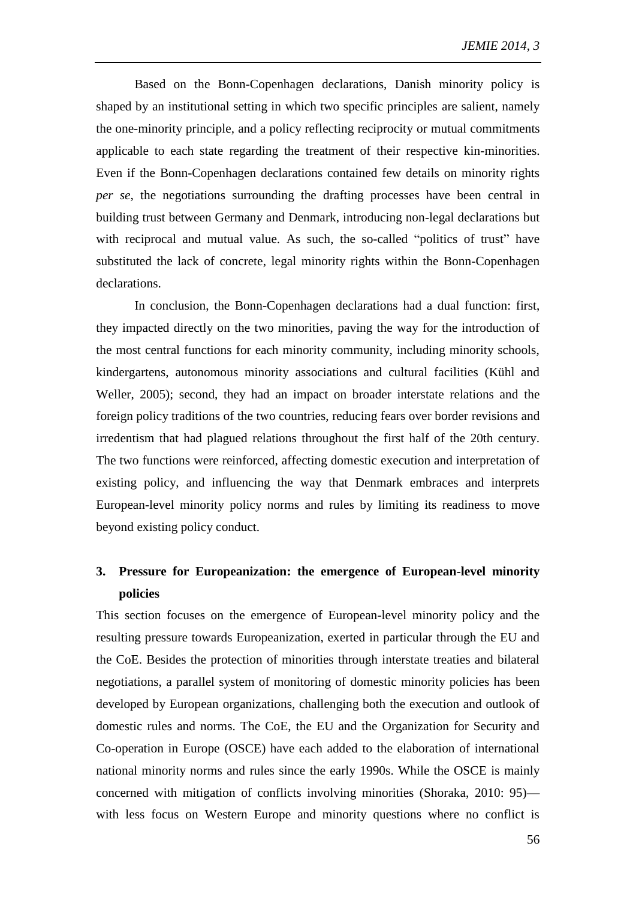Based on the Bonn-Copenhagen declarations, Danish minority policy is shaped by an institutional setting in which two specific principles are salient, namely the one-minority principle, and a policy reflecting reciprocity or mutual commitments applicable to each state regarding the treatment of their respective kin-minorities. Even if the Bonn-Copenhagen declarations contained few details on minority rights *per se*, the negotiations surrounding the drafting processes have been central in building trust between Germany and Denmark, introducing non-legal declarations but with reciprocal and mutual value. As such, the so-called "politics of trust" have substituted the lack of concrete, legal minority rights within the Bonn-Copenhagen declarations.

In conclusion, the Bonn-Copenhagen declarations had a dual function: first, they impacted directly on the two minorities, paving the way for the introduction of the most central functions for each minority community, including minority schools, kindergartens, autonomous minority associations and cultural facilities (Kühl and Weller, 2005); second, they had an impact on broader interstate relations and the foreign policy traditions of the two countries, reducing fears over border revisions and irredentism that had plagued relations throughout the first half of the 20th century. The two functions were reinforced, affecting domestic execution and interpretation of existing policy, and influencing the way that Denmark embraces and interprets European-level minority policy norms and rules by limiting its readiness to move beyond existing policy conduct.

## 3. Pressure for Europeanization: the emergence of European-level minority policies

This section focuses on the emergence of European-level minority policy and the resulting pressure towards Europeanization, exerted in particular through the EU and the CoE. Besides the protection of minorities through interstate treaties and bilateral negotiations, a parallel system of monitoring of domestic minority policies has been developed by European organizations, challenging both the execution and outlook of domestic rules and norms. The CoE, the EU and the Organization for Security and Co-operation in Europe (OSCE) have each added to the elaboration of international national minority norms and rules since the early 1990s. While the OSCE is mainly concerned with mitigation of conflicts involving minorities (Shoraka, 2010: 95)—with less focus on Western Europe and minority questions where no conflict is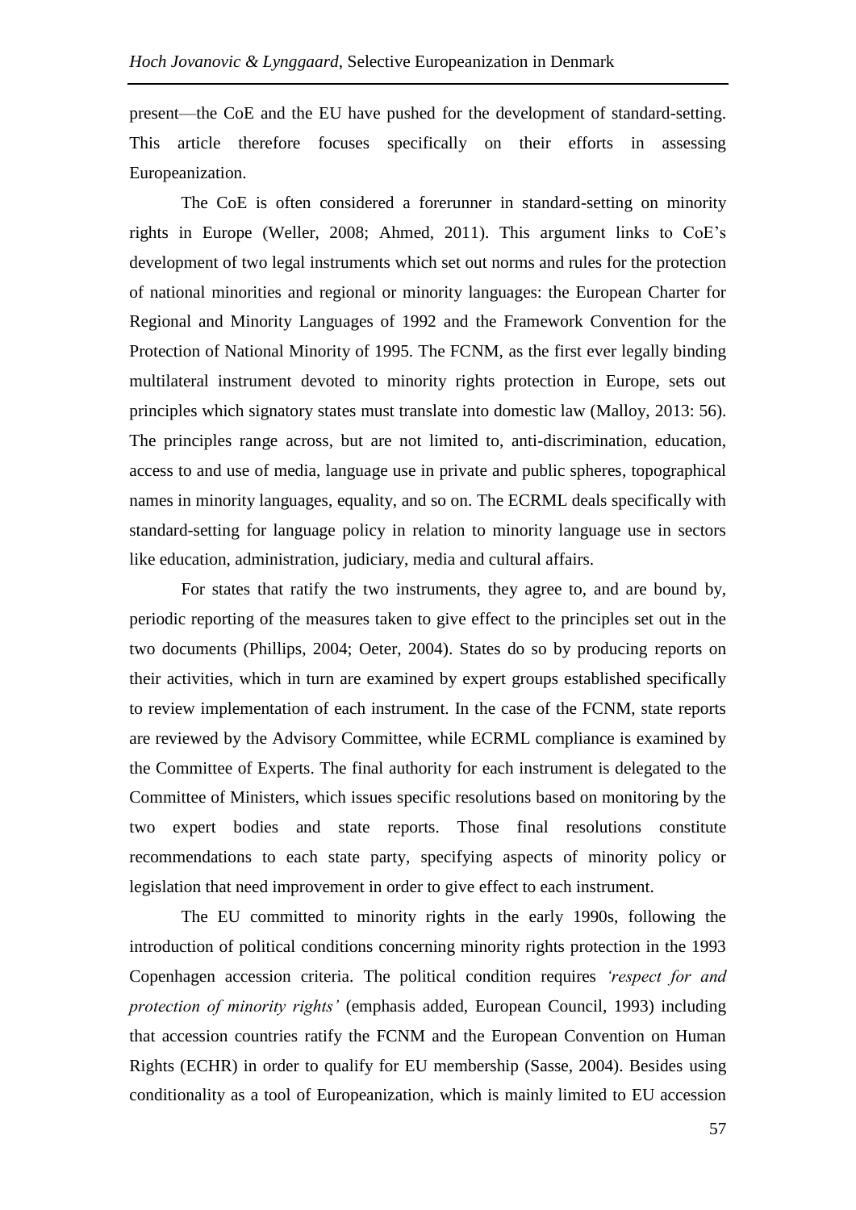present—the CoE and the EU have pushed for the development of standard-setting. This article therefore focuses specifically on their efforts in assessing Europeanization.

The CoE is often considered a forerunner in standard-setting on minority rights in Europe (Weller, 2008; Ahmed, 2011). This argument links to CoE's development of two legal instruments which set out norms and rules for the protection of national minorities and regional or minority languages: the European Charter for Regional and Minority Languages of 1992 and the Framework Convention for the Protection of National Minority of 1995. The FCNM, as the first ever legally binding multilateral instrument devoted to minority rights protection in Europe, sets out principles which signatory states must translate into domestic law (Malloy, 2013: 56). The principles range across, but are not limited to, anti-discrimination, education, access to and use of media, language use in private and public spheres, topographical names in minority languages, equality, and so on. The ECRML deals specifically with standard-setting for language policy in relation to minority language use in sectors like education, administration, judiciary, media and cultural affairs.

For states that ratify the two instruments, they agree to, and are bound by, periodic reporting of the measures taken to give effect to the principles set out in the two documents (Phillips, 2004; Oeter, 2004). States do so by producing reports on their activities, which in turn are examined by expert groups established specifically to review implementation of each instrument. In the case of the FCNM, state reports are reviewed by the Advisory Committee, while ECRML compliance is examined by the Committee of Experts. The final authority for each instrument is delegated to the Committee of Ministers, which issues specific resolutions based on monitoring by the two expert bodies and state reports. Those final resolutions constitute recommendations to each state party, specifying aspects of minority policy or legislation that need improvement in order to give effect to each instrument.

The EU committed to minority rights in the early 1990s, following the introduction of political conditions concerning minority rights protection in the 1993 Copenhagen accession criteria. The political condition requires *'respect for and protection of minority rights'* (emphasis added, European Council, 1993) including that accession countries ratify the FCNM and the European Convention on Human Rights (ECHR) in order to qualify for EU membership (Sasse, 2004). Besides using conditionality as a tool of Europeanization, which is mainly limited to EU accession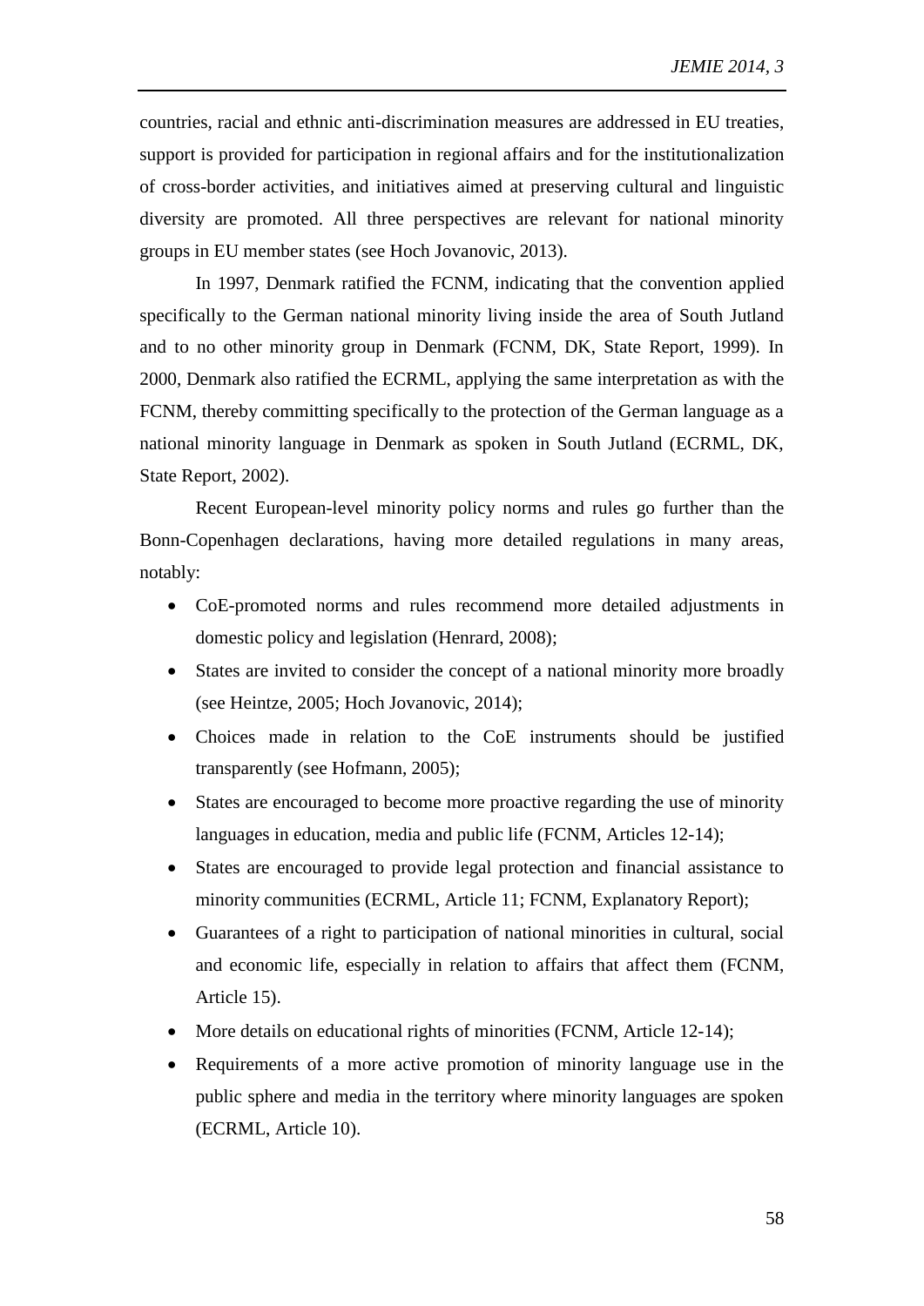countries, racial and ethnic anti-discrimination measures are addressed in EU treaties, support is provided for participation in regional affairs and for the institutionalization of cross-border activities, and initiatives aimed at preserving cultural and linguistic diversity are promoted. All three perspectives are relevant for national minority groups in EU member states (see Hoch Jovanovic, 2013).

In 1997, Denmark ratified the FCNM, indicating that the convention applied specifically to the German national minority living inside the area of South Jutland and to no other minority group in Denmark (FCNM, DK, State Report, 1999). In 2000, Denmark also ratified the ECRML, applying the same interpretation as with the FCNM, thereby committing specifically to the protection of the German language as a national minority language in Denmark as spoken in South Jutland (ECRML, DK, State Report, 2002).

Recent European-level minority policy norms and rules go further than the Bonn-Copenhagen declarations, having more detailed regulations in many areas, notably:

- CoE-promoted norms and rules recommend more detailed adjustments in domestic policy and legislation (Henrard, 2008);
- States are invited to consider the concept of a national minority more broadly (see Heintze, 2005; Hoch Jovanovic, 2014);
- Choices made in relation to the CoE instruments should be justified transparently (see Hofmann, 2005);
- States are encouraged to become more proactive regarding the use of minority languages in education, media and public life (FCNM, Articles 12-14);
- States are encouraged to provide legal protection and financial assistance to minority communities (ECRML, Article 11; FCNM, Explanatory Report);
- Guarantees of a right to participation of national minorities in cultural, social and economic life, especially in relation to affairs that affect them (FCNM, Article 15).
- More details on educational rights of minorities (FCNM, Article 12-14);
- Requirements of a more active promotion of minority language use in the public sphere and media in the territory where minority languages are spoken (ECRML, Article 10).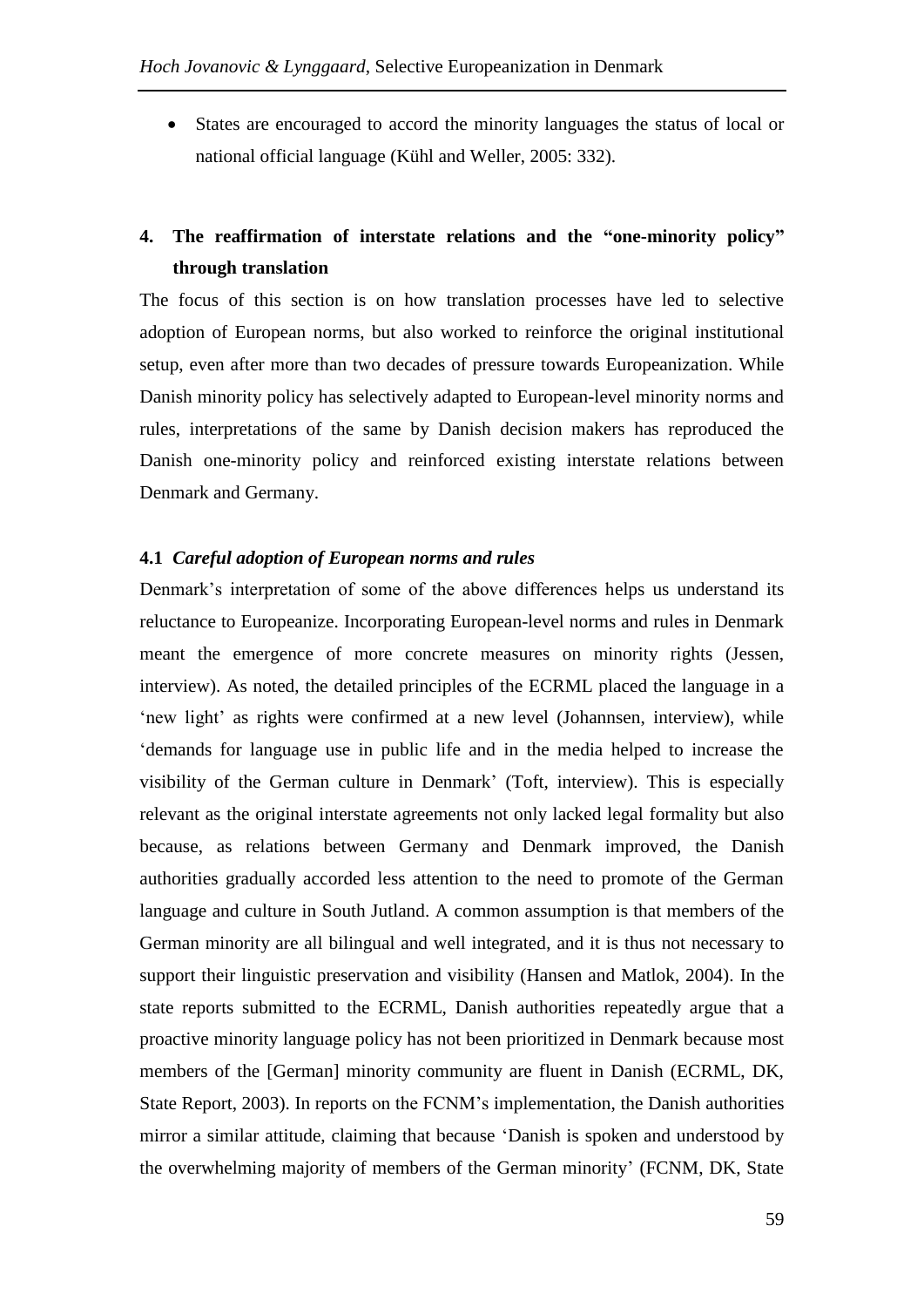- States are encouraged to accord the minority languages the status of local or national official language (Kühl and Weller, 2005: 332).

## 4. The reaffirmation of interstate relations and the "one-minority policy" through translation

The focus of this section is on how translation processes have led to selective adoption of European norms, but also worked to reinforce the original institutional setup, even after more than two decades of pressure towards Europeanization. While Danish minority policy has selectively adapted to European-level minority norms and rules, interpretations of the same by Danish decision makers has reproduced the Danish one-minority policy and reinforced existing interstate relations between Denmark and Germany.

### 4.1 *Careful adoption of European norms and rules*

Denmark's interpretation of some of the above differences helps us understand its reluctance to Europeanize. Incorporating European-level norms and rules in Denmark meant the emergence of more concrete measures on minority rights (Jessen, interview). As noted, the detailed principles of the ECRML placed the language in a 'new light' as rights were confirmed at a new level (Johannsen, interview), while 'demands for language use in public life and in the media helped to increase the visibility of the German culture in Denmark' (Toft, interview). This is especially relevant as the original interstate agreements not only lacked legal formality but also because, as relations between Germany and Denmark improved, the Danish authorities gradually accorded less attention to the need to promote of the German language and culture in South Jutland. A common assumption is that members of the German minority are all bilingual and well integrated, and it is thus not necessary to support their linguistic preservation and visibility (Hansen and Matlok, 2004). In the state reports submitted to the ECRML, Danish authorities repeatedly argue that a proactive minority language policy has not been prioritized in Denmark because most members of the [German] minority community are fluent in Danish (ECRML, DK, State Report, 2003). In reports on the FCNM's implementation, the Danish authorities mirror a similar attitude, claiming that because 'Danish is spoken and understood by the overwhelming majority of members of the German minority' (FCNM, DK, State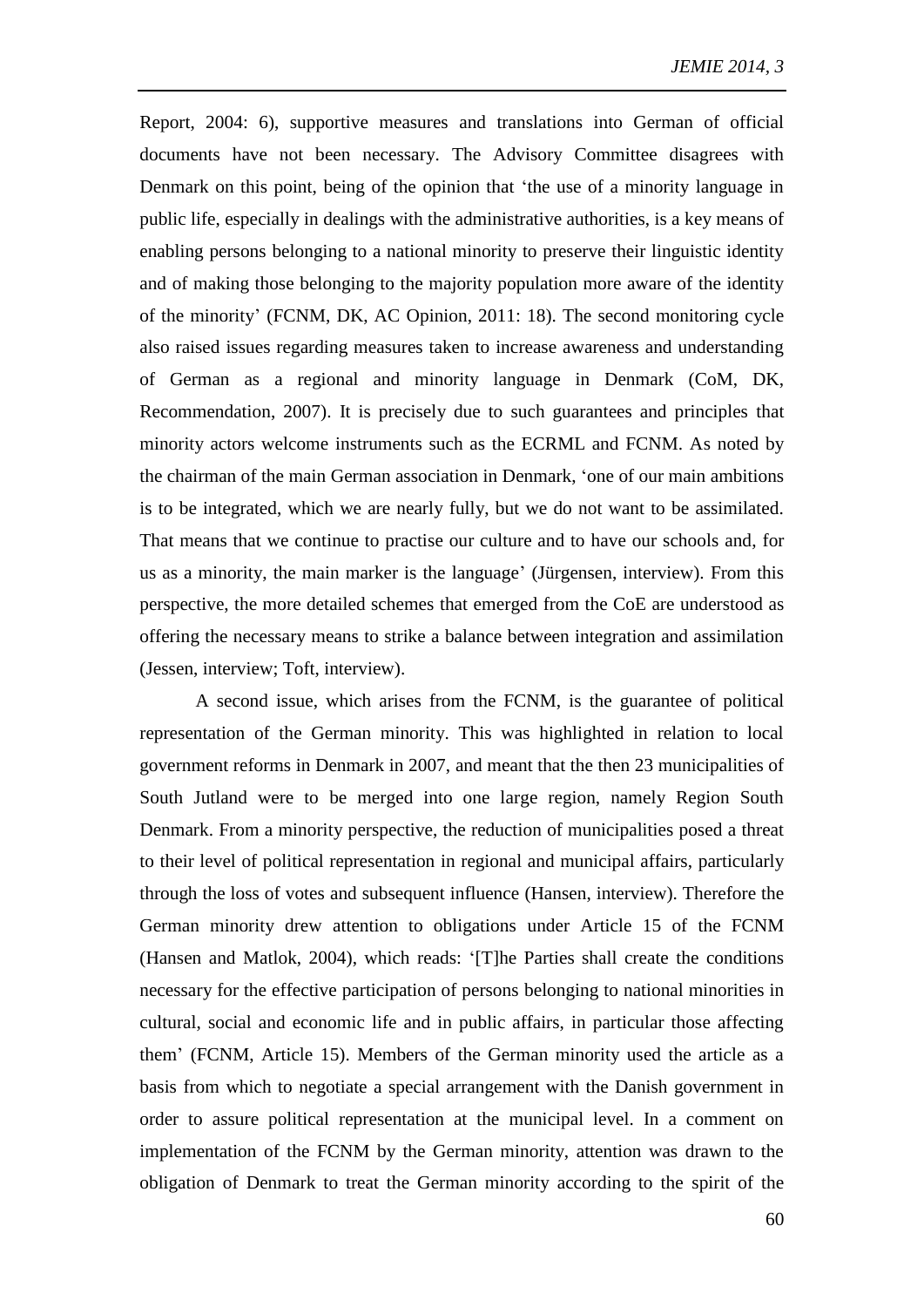Report, 2004: 6), supportive measures and translations into German of official documents have not been necessary. The Advisory Committee disagrees with Denmark on this point, being of the opinion that 'the use of a minority language in public life, especially in dealings with the administrative authorities, is a key means of enabling persons belonging to a national minority to preserve their linguistic identity and of making those belonging to the majority population more aware of the identity of the minority' (FCNM, DK, AC Opinion, 2011: 18). The second monitoring cycle also raised issues regarding measures taken to increase awareness and understanding of German as a regional and minority language in Denmark (CoM, DK, Recommendation, 2007). It is precisely due to such guarantees and principles that minority actors welcome instruments such as the ECRML and FCNM. As noted by the chairman of the main German association in Denmark, 'one of our main ambitions is to be integrated, which we are nearly fully, but we do not want to be assimilated. That means that we continue to practise our culture and to have our schools and, for us as a minority, the main marker is the language' (Jürgensen, interview). From this perspective, the more detailed schemes that emerged from the CoE are understood as offering the necessary means to strike a balance between integration and assimilation (Jessen, interview; Toft, interview).

A second issue, which arises from the FCNM, is the guarantee of political representation of the German minority. This was highlighted in relation to local government reforms in Denmark in 2007, and meant that the then 23 municipalities of South Jutland were to be merged into one large region, namely Region South Denmark. From a minority perspective, the reduction of municipalities posed a threat to their level of political representation in regional and municipal affairs, particularly through the loss of votes and subsequent influence (Hansen, interview). Therefore the German minority drew attention to obligations under Article 15 of the FCNM (Hansen and Matlok, 2004), which reads: '[T]he Parties shall create the conditions necessary for the effective participation of persons belonging to national minorities in cultural, social and economic life and in public affairs, in particular those affecting them' (FCNM, Article 15). Members of the German minority used the article as a basis from which to negotiate a special arrangement with the Danish government in order to assure political representation at the municipal level. In a comment on implementation of the FCNM by the German minority, attention was drawn to the obligation of Denmark to treat the German minority according to the spirit of the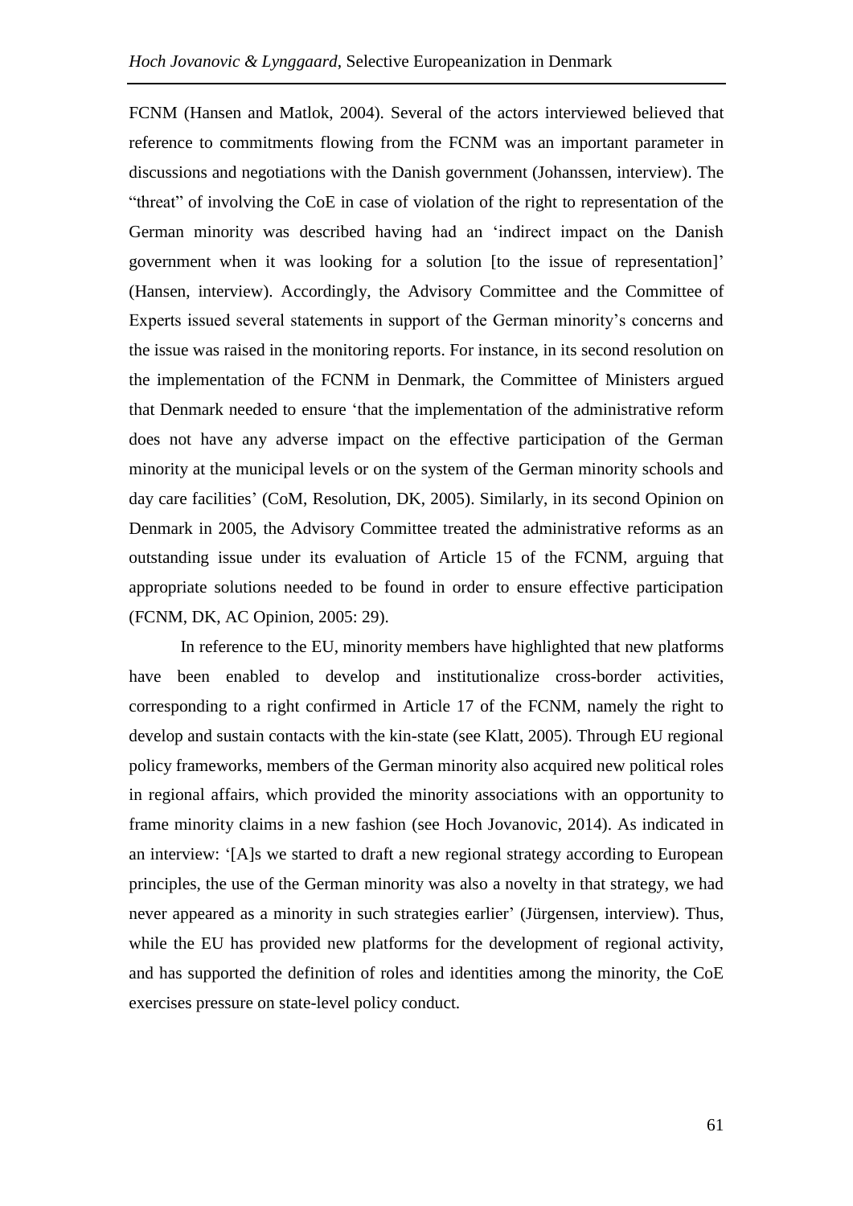FCNM (Hansen and Matlok, 2004). Several of the actors interviewed believed that reference to commitments flowing from the FCNM was an important parameter in discussions and negotiations with the Danish government (Johanssen, interview). The “threat” of involving the CoE in case of violation of the right to representation of the German minority was described having had an ‘indirect impact on the Danish government when it was looking for a solution [to the issue of representation]’ (Hansen, interview). Accordingly, the Advisory Committee and the Committee of Experts issued several statements in support of the German minority’s concerns and the issue was raised in the monitoring reports. For instance, in its second resolution on the implementation of the FCNM in Denmark, the Committee of Ministers argued that Denmark needed to ensure ‘that the implementation of the administrative reform does not have any adverse impact on the effective participation of the German minority at the municipal levels or on the system of the German minority schools and day care facilities’ (CoM, Resolution, DK, 2005). Similarly, in its second Opinion on Denmark in 2005, the Advisory Committee treated the administrative reforms as an outstanding issue under its evaluation of Article 15 of the FCNM, arguing that appropriate solutions needed to be found in order to ensure effective participation (FCNM, DK, AC Opinion, 2005: 29).

In reference to the EU, minority members have highlighted that new platforms have been enabled to develop and institutionalize cross-border activities, corresponding to a right confirmed in Article 17 of the FCNM, namely the right to develop and sustain contacts with the kin-state (see Klatt, 2005). Through EU regional policy frameworks, members of the German minority also acquired new political roles in regional affairs, which provided the minority associations with an opportunity to frame minority claims in a new fashion (see Hoch Jovanovic, 2014). As indicated in an interview: ‘[A]s we started to draft a new regional strategy according to European principles, the use of the German minority was also a novelty in that strategy, we had never appeared as a minority in such strategies earlier’ (Jürgensen, interview). Thus, while the EU has provided new platforms for the development of regional activity, and has supported the definition of roles and identities among the minority, the CoE exercises pressure on state-level policy conduct.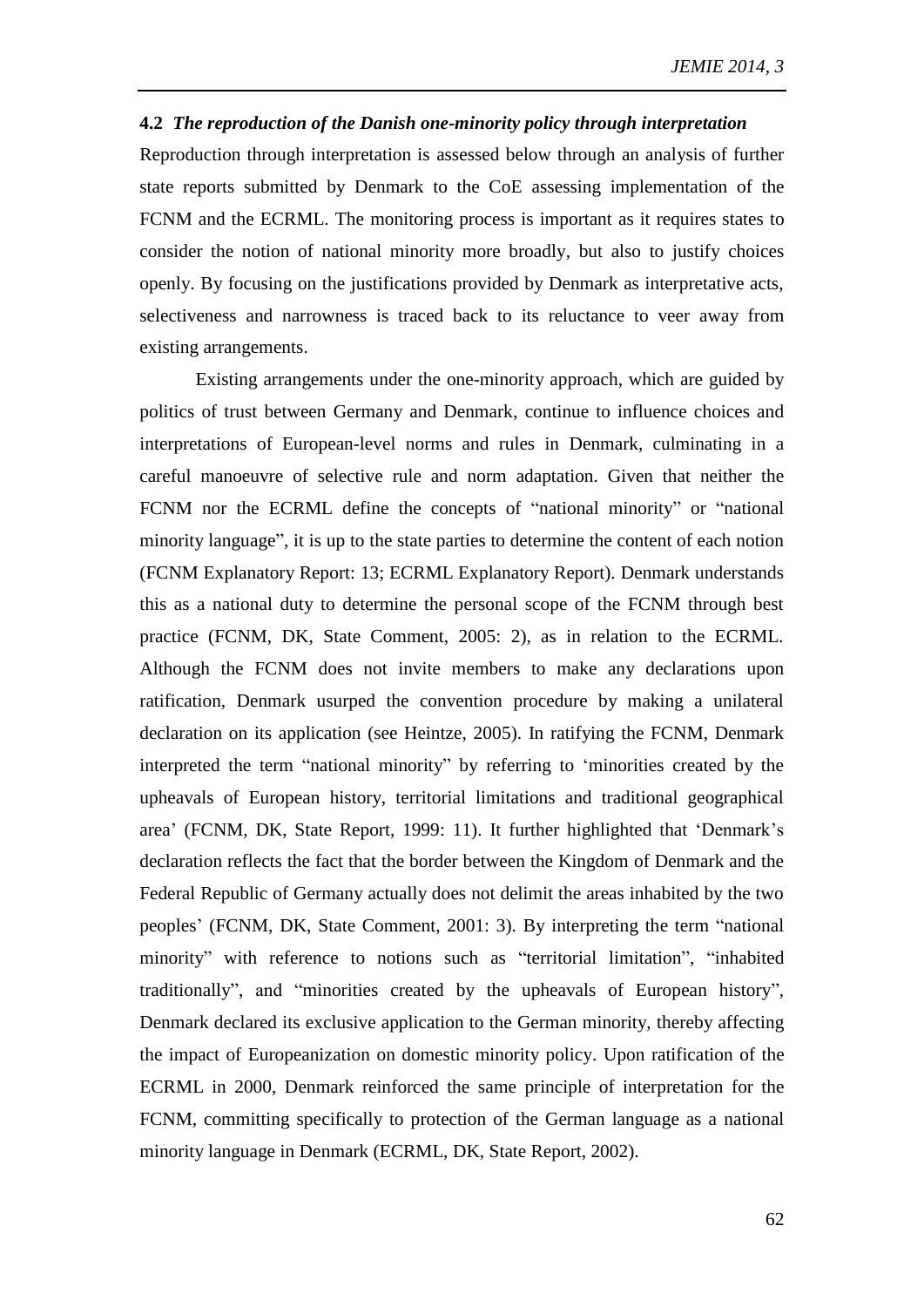### 4.2 *The reproduction of the Danish one-minority policy through interpretation*

Reproduction through interpretation is assessed below through an analysis of further state reports submitted by Denmark to the CoE assessing implementation of the FCNM and the ECRML. The monitoring process is important as it requires states to consider the notion of national minority more broadly, but also to justify choices openly. By focusing on the justifications provided by Denmark as interpretative acts, selectiveness and narrowness is traced back to its reluctance to veer away from existing arrangements.

Existing arrangements under the one-minority approach, which are guided by politics of trust between Germany and Denmark, continue to influence choices and interpretations of European-level norms and rules in Denmark, culminating in a careful manoeuvre of selective rule and norm adaptation. Given that neither the FCNM nor the ECRML define the concepts of "national minority" or "national minority language", it is up to the state parties to determine the content of each notion (FCNM Explanatory Report: 13; ECRML Explanatory Report). Denmark understands this as a national duty to determine the personal scope of the FCNM through best practice (FCNM, DK, State Comment, 2005: 2), as in relation to the ECRML. Although the FCNM does not invite members to make any declarations upon ratification, Denmark usurped the convention procedure by making a unilateral declaration on its application (see Heintze, 2005). In ratifying the FCNM, Denmark interpreted the term "national minority" by referring to 'minorities created by the upheavals of European history, territorial limitations and traditional geographical area' (FCNM, DK, State Report, 1999: 11). It further highlighted that 'Denmark's declaration reflects the fact that the border between the Kingdom of Denmark and the Federal Republic of Germany actually does not delimit the areas inhabited by the two peoples' (FCNM, DK, State Comment, 2001: 3). By interpreting the term "national minority" with reference to notions such as "territorial limitation", "inhabited traditionally", and "minorities created by the upheavals of European history", Denmark declared its exclusive application to the German minority, thereby affecting the impact of Europeanization on domestic minority policy. Upon ratification of the ECRML in 2000, Denmark reinforced the same principle of interpretation for the FCNM, committing specifically to protection of the German language as a national minority language in Denmark (ECRML, DK, State Report, 2002).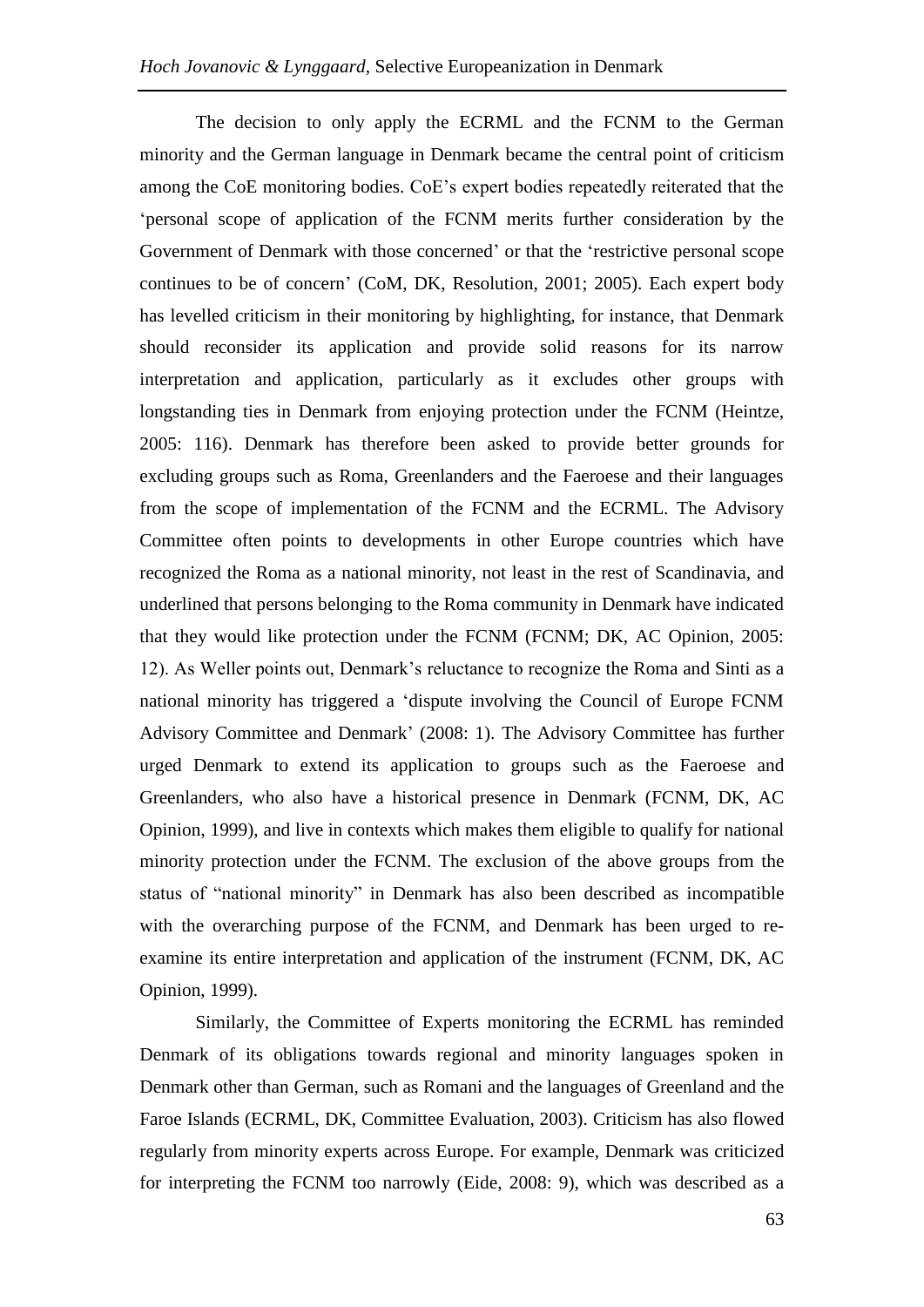The decision to only apply the ECRML and the FCNM to the German minority and the German language in Denmark became the central point of criticism among the CoE monitoring bodies. CoE's expert bodies repeatedly reiterated that the 'personal scope of application of the FCNM merits further consideration by the Government of Denmark with those concerned' or that the 'restrictive personal scope continues to be of concern' (CoM, DK, Resolution, 2001; 2005). Each expert body has levelled criticism in their monitoring by highlighting, for instance, that Denmark should reconsider its application and provide solid reasons for its narrow interpretation and application, particularly as it excludes other groups with longstanding ties in Denmark from enjoying protection under the FCNM (Heintze, 2005: 116). Denmark has therefore been asked to provide better grounds for excluding groups such as Roma, Greenlanders and the Faeroese and their languages from the scope of implementation of the FCNM and the ECRML. The Advisory Committee often points to developments in other Europe countries which have recognized the Roma as a national minority, not least in the rest of Scandinavia, and underlined that persons belonging to the Roma community in Denmark have indicated that they would like protection under the FCNM (FCNM; DK, AC Opinion, 2005: 12). As Weller points out, Denmark's reluctance to recognize the Roma and Sinti as a national minority has triggered a 'dispute involving the Council of Europe FCNM Advisory Committee and Denmark' (2008: 1). The Advisory Committee has further urged Denmark to extend its application to groups such as the Faeroese and Greenlanders, who also have a historical presence in Denmark (FCNM, DK, AC Opinion, 1999), and live in contexts which makes them eligible to qualify for national minority protection under the FCNM. The exclusion of the above groups from the status of "national minority" in Denmark has also been described as incompatible with the overarching purpose of the FCNM, and Denmark has been urged to re-examine its entire interpretation and application of the instrument (FCNM, DK, AC Opinion, 1999).

Similarly, the Committee of Experts monitoring the ECRML has reminded Denmark of its obligations towards regional and minority languages spoken in Denmark other than German, such as Romani and the languages of Greenland and the Faroe Islands (ECRML, DK, Committee Evaluation, 2003). Criticism has also flowed regularly from minority experts across Europe. For example, Denmark was criticized for interpreting the FCNM too narrowly (Eide, 2008: 9), which was described as a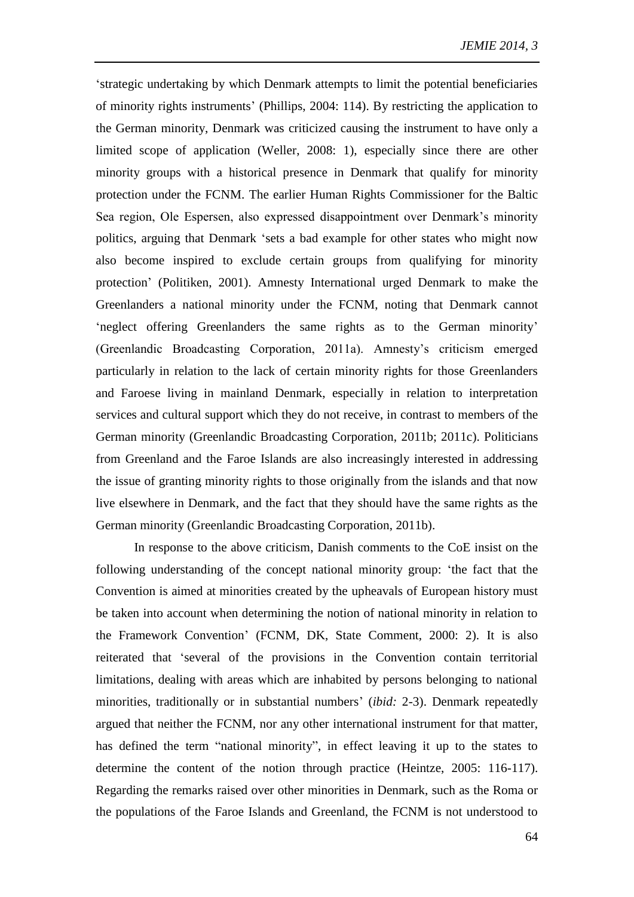'strategic undertaking by which Denmark attempts to limit the potential beneficiaries of minority rights instruments' (Phillips, 2004: 114). By restricting the application to the German minority, Denmark was criticized causing the instrument to have only a limited scope of application (Weller, 2008: 1), especially since there are other minority groups with a historical presence in Denmark that qualify for minority protection under the FCNM. The earlier Human Rights Commissioner for the Baltic Sea region, Ole Espersen, also expressed disappointment over Denmark's minority politics, arguing that Denmark 'sets a bad example for other states who might now also become inspired to exclude certain groups from qualifying for minority protection' (Politiken, 2001). Amnesty International urged Denmark to make the Greenlanders a national minority under the FCNM, noting that Denmark cannot 'neglect offering Greenlanders the same rights as to the German minority' (Greenlandic Broadcasting Corporation, 2011a). Amnesty's criticism emerged particularly in relation to the lack of certain minority rights for those Greenlanders and Faroese living in mainland Denmark, especially in relation to interpretation services and cultural support which they do not receive, in contrast to members of the German minority (Greenlandic Broadcasting Corporation, 2011b; 2011c). Politicians from Greenland and the Faroe Islands are also increasingly interested in addressing the issue of granting minority rights to those originally from the islands and that now live elsewhere in Denmark, and the fact that they should have the same rights as the German minority (Greenlandic Broadcasting Corporation, 2011b).

In response to the above criticism, Danish comments to the CoE insist on the following understanding of the concept national minority group: 'the fact that the Convention is aimed at minorities created by the upheavals of European history must be taken into account when determining the notion of national minority in relation to the Framework Convention' (FCNM, DK, State Comment, 2000: 2). It is also reiterated that 'several of the provisions in the Convention contain territorial limitations, dealing with areas which are inhabited by persons belonging to national minorities, traditionally or in substantial numbers' (*ibid:* 2-3). Denmark repeatedly argued that neither the FCNM, nor any other international instrument for that matter, has defined the term "national minority", in effect leaving it up to the states to determine the content of the notion through practice (Heintze, 2005: 116-117). Regarding the remarks raised over other minorities in Denmark, such as the Roma or the populations of the Faroe Islands and Greenland, the FCNM is not understood to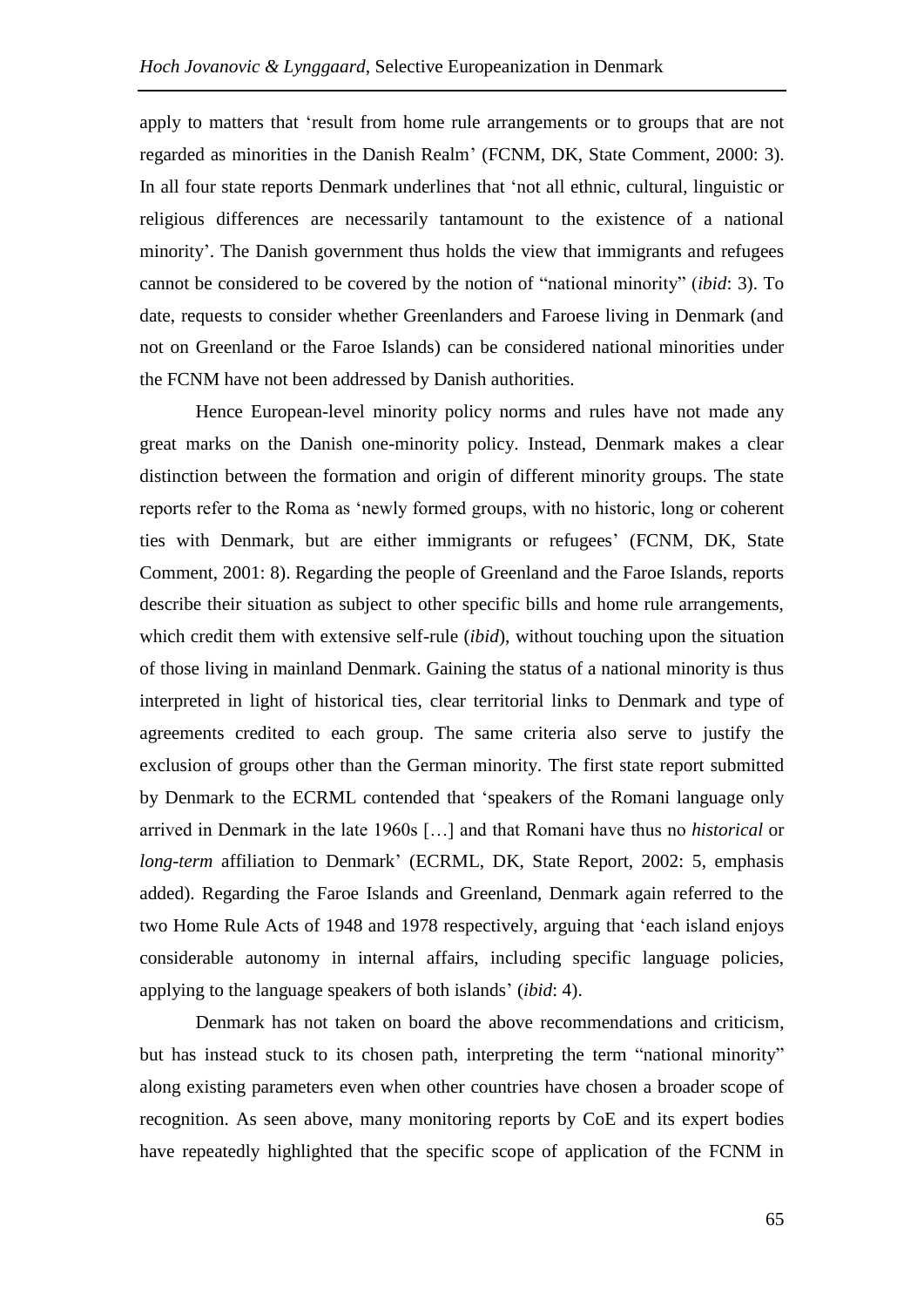apply to matters that 'result from home rule arrangements or to groups that are not regarded as minorities in the Danish Realm' (FCNM, DK, State Comment, 2000: 3). In all four state reports Denmark underlines that 'not all ethnic, cultural, linguistic or religious differences are necessarily tantamount to the existence of a national minority'. The Danish government thus holds the view that immigrants and refugees cannot be considered to be covered by the notion of "national minority" (*ibid*: 3). To date, requests to consider whether Greenlanders and Faroese living in Denmark (and not on Greenland or the Faroe Islands) can be considered national minorities under the FCNM have not been addressed by Danish authorities.

Hence European-level minority policy norms and rules have not made any great marks on the Danish one-minority policy. Instead, Denmark makes a clear distinction between the formation and origin of different minority groups. The state reports refer to the Roma as 'newly formed groups, with no historic, long or coherent ties with Denmark, but are either immigrants or refugees' (FCNM, DK, State Comment, 2001: 8). Regarding the people of Greenland and the Faroe Islands, reports describe their situation as subject to other specific bills and home rule arrangements, which credit them with extensive self-rule (*ibid*), without touching upon the situation of those living in mainland Denmark. Gaining the status of a national minority is thus interpreted in light of historical ties, clear territorial links to Denmark and type of agreements credited to each group. The same criteria also serve to justify the exclusion of groups other than the German minority. The first state report submitted by Denmark to the ECRML contended that 'speakers of the Romani language only arrived in Denmark in the late 1960s […] and that Romani have thus no *historical* or *long-term* affiliation to Denmark' (ECRML, DK, State Report, 2002: 5, emphasis added). Regarding the Faroe Islands and Greenland, Denmark again referred to the two Home Rule Acts of 1948 and 1978 respectively, arguing that 'each island enjoys considerable autonomy in internal affairs, including specific language policies, applying to the language speakers of both islands' (*ibid*: 4).

Denmark has not taken on board the above recommendations and criticism, but has instead stuck to its chosen path, interpreting the term "national minority" along existing parameters even when other countries have chosen a broader scope of recognition. As seen above, many monitoring reports by CoE and its expert bodies have repeatedly highlighted that the specific scope of application of the FCNM in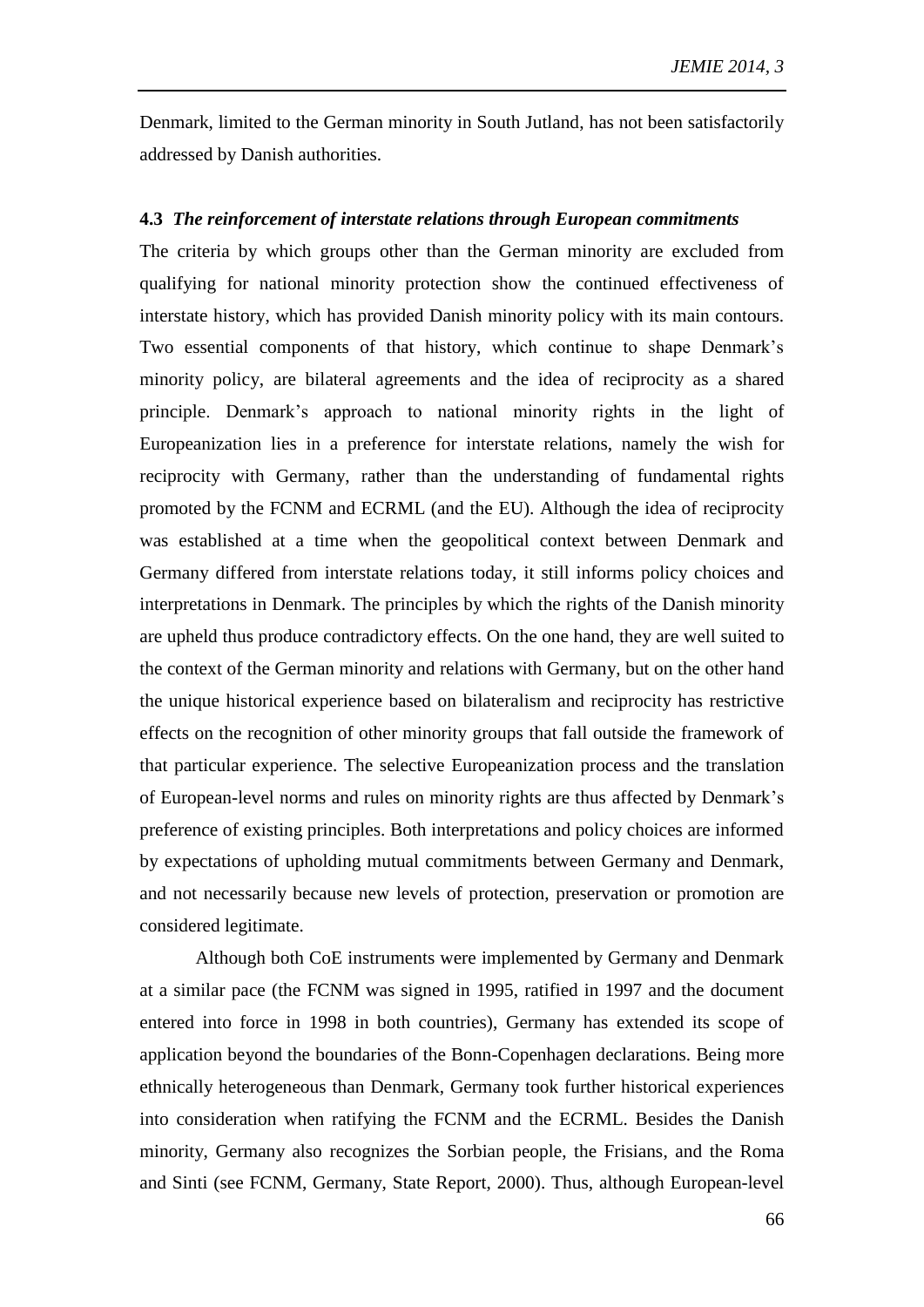Denmark, limited to the German minority in South Jutland, has not been satisfactorily addressed by Danish authorities.

### 4.3 *The reinforcement of interstate relations through European commitments*

The criteria by which groups other than the German minority are excluded from qualifying for national minority protection show the continued effectiveness of interstate history, which has provided Danish minority policy with its main contours. Two essential components of that history, which continue to shape Denmark's minority policy, are bilateral agreements and the idea of reciprocity as a shared principle. Denmark's approach to national minority rights in the light of Europeanization lies in a preference for interstate relations, namely the wish for reciprocity with Germany, rather than the understanding of fundamental rights promoted by the FCNM and ECRML (and the EU). Although the idea of reciprocity was established at a time when the geopolitical context between Denmark and Germany differed from interstate relations today, it still informs policy choices and interpretations in Denmark. The principles by which the rights of the Danish minority are upheld thus produce contradictory effects. On the one hand, they are well suited to the context of the German minority and relations with Germany, but on the other hand the unique historical experience based on bilateralism and reciprocity has restrictive effects on the recognition of other minority groups that fall outside the framework of that particular experience. The selective Europeanization process and the translation of European-level norms and rules on minority rights are thus affected by Denmark's preference of existing principles. Both interpretations and policy choices are informed by expectations of upholding mutual commitments between Germany and Denmark, and not necessarily because new levels of protection, preservation or promotion are considered legitimate.

Although both CoE instruments were implemented by Germany and Denmark at a similar pace (the FCNM was signed in 1995, ratified in 1997 and the document entered into force in 1998 in both countries), Germany has extended its scope of application beyond the boundaries of the Bonn-Copenhagen declarations. Being more ethnically heterogeneous than Denmark, Germany took further historical experiences into consideration when ratifying the FCNM and the ECRML. Besides the Danish minority, Germany also recognizes the Sorbian people, the Frisians, and the Roma and Sinti (see FCNM, Germany, State Report, 2000). Thus, although European-level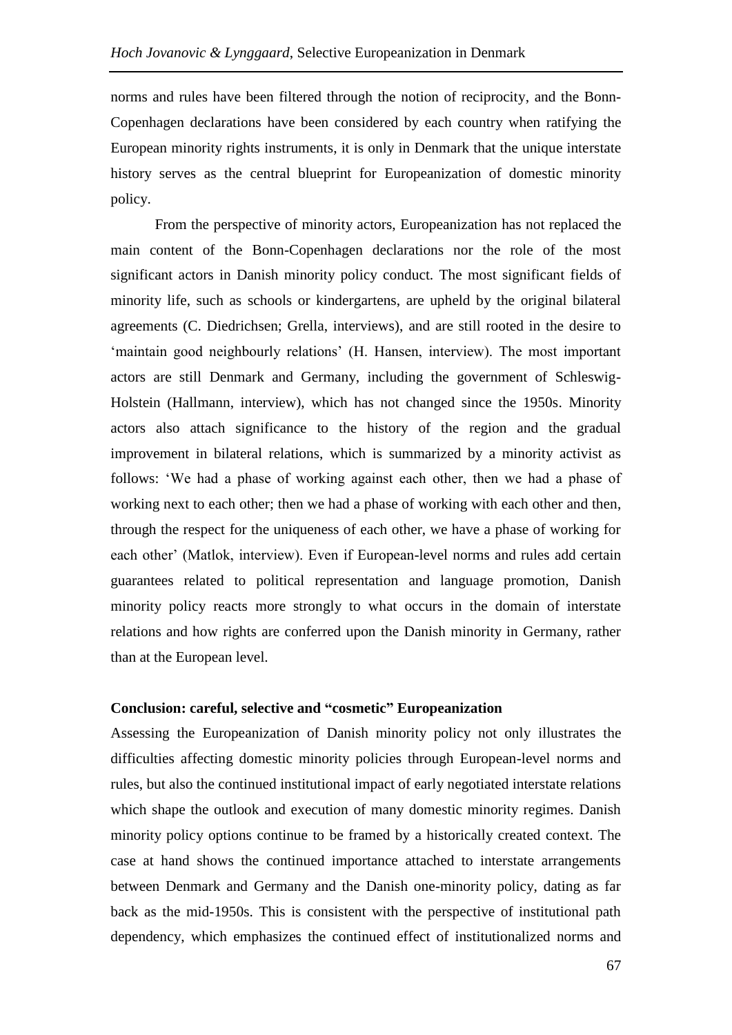norms and rules have been filtered through the notion of reciprocity, and the Bonn-Copenhagen declarations have been considered by each country when ratifying the European minority rights instruments, it is only in Denmark that the unique interstate history serves as the central blueprint for Europeanization of domestic minority policy.

From the perspective of minority actors, Europeanization has not replaced the main content of the Bonn-Copenhagen declarations nor the role of the most significant actors in Danish minority policy conduct. The most significant fields of minority life, such as schools or kindergartens, are upheld by the original bilateral agreements (C. Diedrichsen; Grella, interviews), and are still rooted in the desire to 'maintain good neighbourly relations' (H. Hansen, interview). The most important actors are still Denmark and Germany, including the government of Schleswig-Holstein (Hallmann, interview), which has not changed since the 1950s. Minority actors also attach significance to the history of the region and the gradual improvement in bilateral relations, which is summarized by a minority activist as follows: 'We had a phase of working against each other, then we had a phase of working next to each other; then we had a phase of working with each other and then, through the respect for the uniqueness of each other, we have a phase of working for each other' (Matlok, interview). Even if European-level norms and rules add certain guarantees related to political representation and language promotion, Danish minority policy reacts more strongly to what occurs in the domain of interstate relations and how rights are conferred upon the Danish minority in Germany, rather than at the European level.

## Conclusion: careful, selective and "cosmetic" Europeanization

Assessing the Europeanization of Danish minority policy not only illustrates the difficulties affecting domestic minority policies through European-level norms and rules, but also the continued institutional impact of early negotiated interstate relations which shape the outlook and execution of many domestic minority regimes. Danish minority policy options continue to be framed by a historically created context. The case at hand shows the continued importance attached to interstate arrangements between Denmark and Germany and the Danish one-minority policy, dating as far back as the mid-1950s. This is consistent with the perspective of institutional path dependency, which emphasizes the continued effect of institutionalized norms and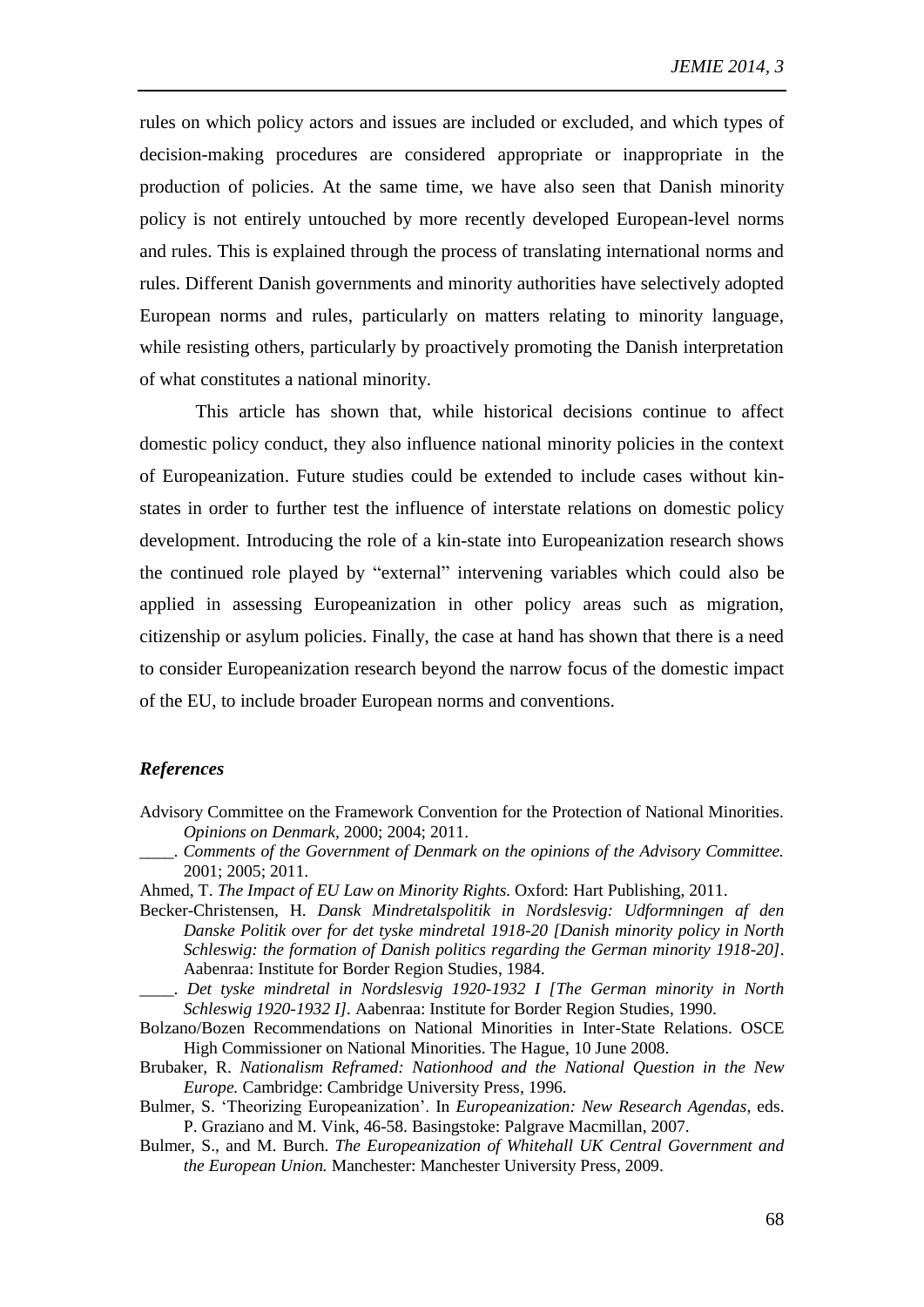rules on which policy actors and issues are included or excluded, and which types of decision-making procedures are considered appropriate or inappropriate in the production of policies. At the same time, we have also seen that Danish minority policy is not entirely untouched by more recently developed European-level norms and rules. This is explained through the process of translating international norms and rules. Different Danish governments and minority authorities have selectively adopted European norms and rules, particularly on matters relating to minority language, while resisting others, particularly by proactively promoting the Danish interpretation of what constitutes a national minority.

This article has shown that, while historical decisions continue to affect domestic policy conduct, they also influence national minority policies in the context of Europeanization. Future studies could be extended to include cases without kin-states in order to further test the influence of interstate relations on domestic policy development. Introducing the role of a kin-state into Europeanization research shows the continued role played by "external" intervening variables which could also be applied in assessing Europeanization in other policy areas such as migration, citizenship or asylum policies. Finally, the case at hand has shown that there is a need to consider Europeanization research beyond the narrow focus of the domestic impact of the EU, to include broader European norms and conventions.

### *References*

Advisory Committee on the Framework Convention for the Protection of National Minorities. *Opinions on Denmark,* 2000; 2004; 2011.

____. *Comments of the Government of Denmark on the opinions of the Advisory Committee.* 2001; 2005; 2011.

Ahmed, T. *The Impact of EU Law on Minority Rights*. Oxford: Hart Publishing, 2011.

Becker-Christensen, H. *Dansk Mindretalspolitik in Nordslesvig: Udformningen af den Danske Politik over for det tyske mindretal 1918-20 [Danish minority policy in North Schleswig: the formation of Danish politics regarding the German minority 1918-20]*. Aabenraa: Institute for Border Region Studies, 1984.

____. *Det tyske mindretal in Nordslesvig 1920-1932 I [The German minority in North Schleswig 1920-1932 I]*. Aabenraa: Institute for Border Region Studies, 1990.

Bolzano/Bozen Recommendations on National Minorities in Inter-State Relations. OSCE High Commissioner on National Minorities. The Hague, 10 June 2008.

Brubaker, R. *Nationalism Reframed: Nationhood and the National Question in the New Europe.* Cambridge: Cambridge University Press, 1996.

Bulmer, S. 'Theorizing Europeanization'. In *Europeanization: New Research Agendas*, eds. P. Graziano and M. Vink, 46-58. Basingstoke: Palgrave Macmillan, 2007.

Bulmer, S., and M. Burch. *The Europeanization of Whitehall UK Central Government and the European Union.* Manchester: Manchester University Press, 2009.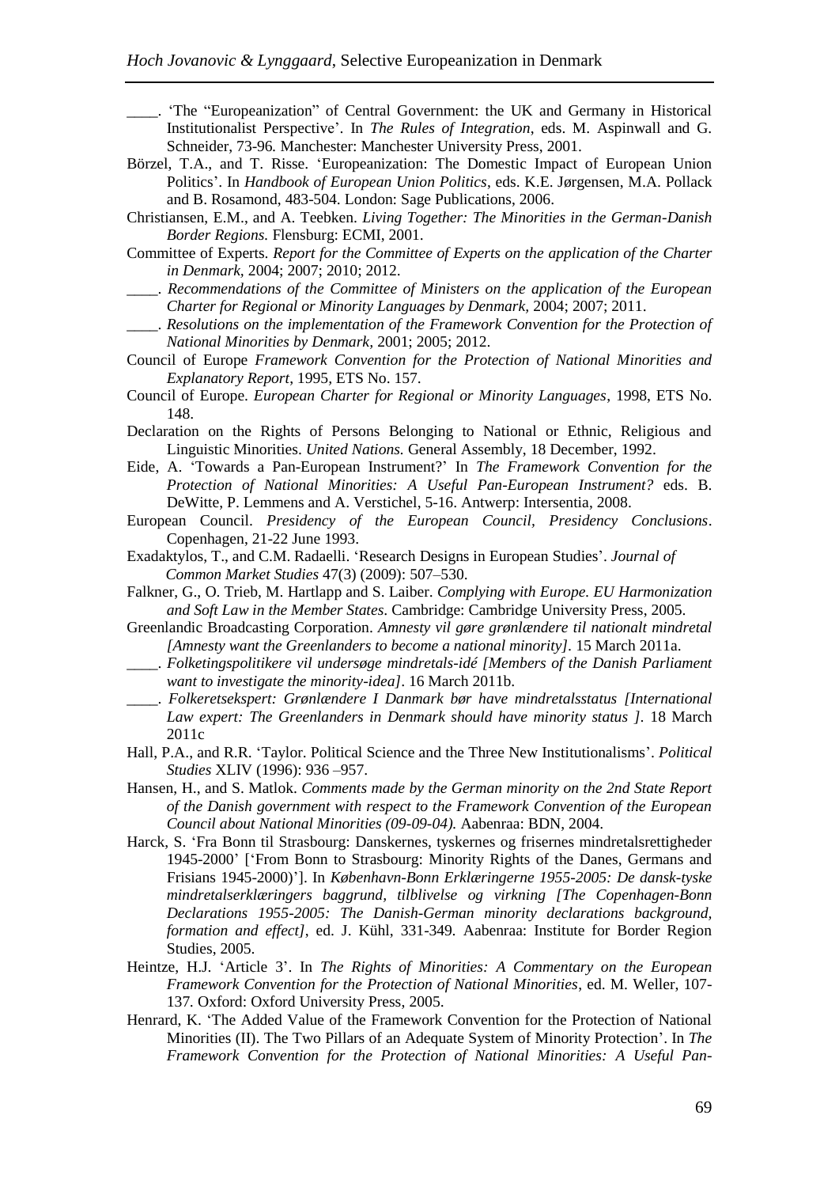\_\_\_\_. 'The "Europeanization" of Central Government: the UK and Germany in Historical Institutionalist Perspective'. In *The Rules of Integration*, eds. M. Aspinwall and G. Schneider, 73-96. Manchester: Manchester University Press, 2001.

Börzel, T.A., and T. Risse. 'Europeanization: The Domestic Impact of European Union Politics'. In *Handbook of European Union Politics*, eds. K.E. Jørgensen, M.A. Pollack and B. Rosamond, 483-504. London: Sage Publications, 2006.

Christiansen, E.M., and A. Teebken. *Living Together: The Minorities in the German-Danish Border Regions.* Flensburg: ECMI, 2001.

Committee of Experts. *Report for the Committee of Experts on the application of the Charter in Denmark*, 2004; 2007; 2010; 2012.

\_\_\_\_. *Recommendations of the Committee of Ministers on the application of the European Charter for Regional or Minority Languages by Denmark,* 2004; 2007; 2011.

\_\_\_\_. *Resolutions on the implementation of the Framework Convention for the Protection of National Minorities by Denmark,* 2001; 2005; 2012.

Council of Europe *Framework Convention for the Protection of National Minorities and Explanatory Report*, 1995, ETS No. 157.

Council of Europe. *European Charter for Regional or Minority Languages*, 1998, ETS No. 148.

Declaration on the Rights of Persons Belonging to National or Ethnic, Religious and Linguistic Minorities. *United Nations.* General Assembly, 18 December, 1992.

Eide, A. 'Towards a Pan-European Instrument?' In *The Framework Convention for the Protection of National Minorities: A Useful Pan-European Instrument?* eds. B. DeWitte, P. Lemmens and A. Verstichel, 5-16. Antwerp: Intersentia, 2008.

European Council. *Presidency of the European Council, Presidency Conclusions*. Copenhagen, 21-22 June 1993.

Exadaktylos, T., and C.M. Radaelli. 'Research Designs in European Studies'. *Journal of Common Market Studies* 47(3) (2009): 507–530.

Falkner, G., O. Trieb, M. Hartlapp and S. Laiber. *Complying with Europe. EU Harmonization and Soft Law in the Member States*. Cambridge: Cambridge University Press, 2005.

Greenlandic Broadcasting Corporation. *Amnesty vil gøre grønlændere til nationalt mindretal [Amnesty want the Greenlanders to become a national minority]*. 15 March 2011a.

\_\_\_\_. *Folketingspolitikere vil undersøge mindretals-idé [Members of the Danish Parliament want to investigate the minority-idea]*. 16 March 2011b.

\_\_\_\_. *Folkeretsekspert: Grønlændere I Danmark bør have mindretalsstatus [International Law expert: The Greenlanders in Denmark should have minority status ]*. 18 March 2011c

Hall, P.A., and R.R. 'Taylor. Political Science and the Three New Institutionalisms'. *Political Studies* XLIV (1996): 936 –957.

Hansen, H., and S. Matlok. *Comments made by the German minority on the 2nd State Report of the Danish government with respect to the Framework Convention of the European Council about National Minorities (09-09-04).* Aabenraa: BDN, 2004.

Harck, S. 'Fra Bonn til Strasbourg: Danskernes, tyskernes og frisernes mindretalsrettigheder 1945-2000' ['From Bonn to Strasbourg: Minority Rights of the Danes, Germans and Frisians 1945-2000)']. In *København-Bonn Erklæringerne 1955-2005: De dansk-tyske mindretalserklæringers baggrund, tilblivelse og virkning [The Copenhagen-Bonn Declarations 1955-2005: The Danish-German minority declarations background, formation and effect]*, ed. J. Kühl, 331-349. Aabenraa: Institute for Border Region Studies, 2005.

Heintze, H.J. 'Article 3'. In *The Rights of Minorities: A Commentary on the European Framework Convention for the Protection of National Minorities*, ed. M. Weller, 107-137. Oxford: Oxford University Press, 2005.

Henrard, K. 'The Added Value of the Framework Convention for the Protection of National Minorities (II). The Two Pillars of an Adequate System of Minority Protection'. In *The Framework Convention for the Protection of National Minorities: A Useful Pan-*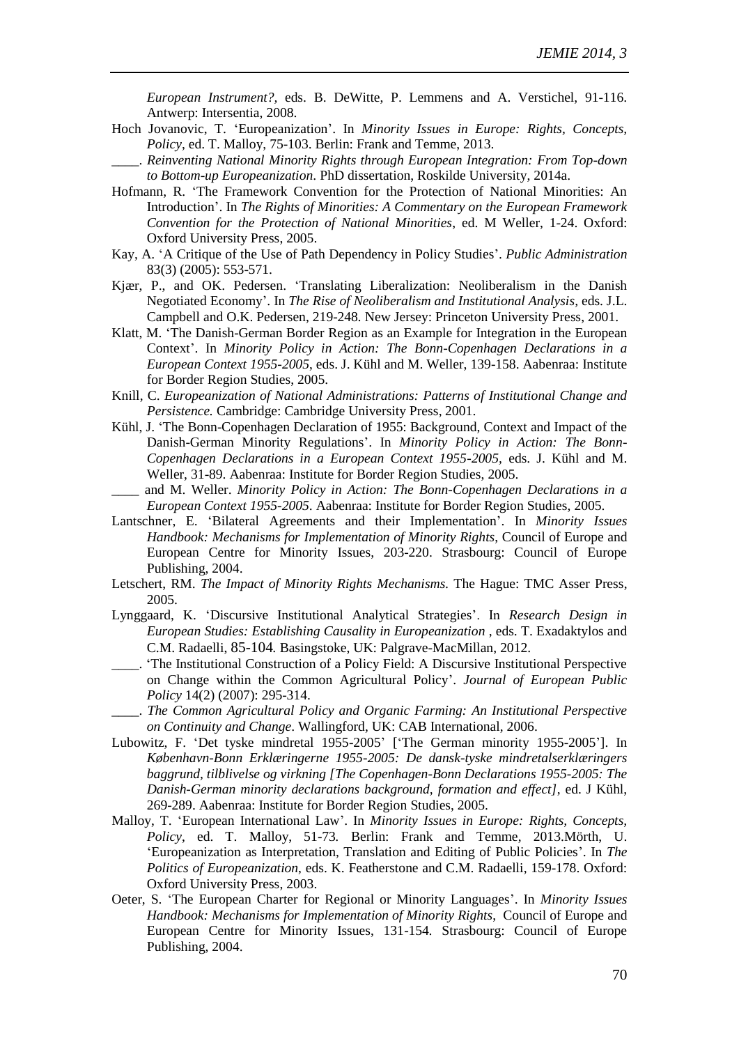*European Instrument?*, eds. B. DeWitte, P. Lemmens and A. Verstichel, 91-116. Antwerp: Intersentia, 2008.

Hoch Jovanovic, T. 'Europeanization'. In *Minority Issues in Europe: Rights, Concepts, Policy*, ed. T. Malloy, 75-103. Berlin: Frank and Temme, 2013.

____. *Reinventing National Minority Rights through European Integration: From Top-down to Bottom-up Europeanization*. PhD dissertation, Roskilde University, 2014a.

Hofmann, R. 'The Framework Convention for the Protection of National Minorities: An Introduction'. In *The Rights of Minorities: A Commentary on the European Framework Convention for the Protection of National Minorities*, ed. M Weller, 1-24. Oxford: Oxford University Press, 2005.

Kay, A. 'A Critique of the Use of Path Dependency in Policy Studies'. *Public Administration* 83(3) (2005): 553-571.

Kjær, P., and OK. Pedersen. 'Translating Liberalization: Neoliberalism in the Danish Negotiated Economy'. In *The Rise of Neoliberalism and Institutional Analysis*, eds. J.L. Campbell and O.K. Pedersen, 219-248. New Jersey: Princeton University Press, 2001.

Klatt, M. 'The Danish-German Border Region as an Example for Integration in the European Context'. In *Minority Policy in Action: The Bonn-Copenhagen Declarations in a European Context 1955-2005*, eds. J. Kühl and M. Weller, 139-158. Aabenraa: Institute for Border Region Studies, 2005.

Knill, C. *Europeanization of National Administrations: Patterns of Institutional Change and Persistence.* Cambridge: Cambridge University Press, 2001.

Kühl, J. 'The Bonn-Copenhagen Declaration of 1955: Background, Context and Impact of the Danish-German Minority Regulations'. In *Minority Policy in Action: The Bonn-Copenhagen Declarations in a European Context 1955-2005*, eds. J. Kühl and M. Weller, 31-89. Aabenraa: Institute for Border Region Studies, 2005.

____ and M. Weller. *Minority Policy in Action: The Bonn-Copenhagen Declarations in a European Context 1955-2005*. Aabenraa: Institute for Border Region Studies, 2005.

Lantschner, E. 'Bilateral Agreements and their Implementation'. In *Minority Issues Handbook: Mechanisms for Implementation of Minority Rights*, Council of Europe and European Centre for Minority Issues, 203-220. Strasbourg: Council of Europe Publishing, 2004.

Letschert, RM. *The Impact of Minority Rights Mechanisms.* The Hague: TMC Asser Press, 2005.

Lynggaard, K. 'Discursive Institutional Analytical Strategies'. In *Research Design in European Studies: Establishing Causality in Europeanization* , eds. T. Exadaktylos and C.M. Radaelli, 85-104. Basingstoke, UK: Palgrave-MacMillan, 2012.

____. 'The Institutional Construction of a Policy Field: A Discursive Institutional Perspective on Change within the Common Agricultural Policy'. *Journal of European Public Policy* 14(2) (2007): 295-314.

____. *The Common Agricultural Policy and Organic Farming: An Institutional Perspective on Continuity and Change*. Wallingford, UK: CAB International, 2006.

Lubowitz, F. 'Det tyske mindretal 1955-2005' ['The German minority 1955-2005']. In *København-Bonn Erklæringerne 1955-2005: De dansk-tyske mindretalserklæringers baggrund, tilblivelse og virkning [The Copenhagen-Bonn Declarations 1955-2005: The Danish-German minority declarations background, formation and effect]*, ed. J Kühl, 269-289. Aabenraa: Institute for Border Region Studies, 2005.

Malloy, T. 'European International Law'. In *Minority Issues in Europe: Rights, Concepts, Policy*, ed. T. Malloy, 51-73. Berlin: Frank and Temme, 2013.Mörth, U. 'Europeanization as Interpretation, Translation and Editing of Public Policies'. In *The Politics of Europeanization*, eds. K. Featherstone and C.M. Radaelli, 159-178. Oxford: Oxford University Press, 2003.

Oeter, S. 'The European Charter for Regional or Minority Languages'. In *Minority Issues Handbook: Mechanisms for Implementation of Minority Rights*, Council of Europe and European Centre for Minority Issues, 131-154. Strasbourg: Council of Europe Publishing, 2004.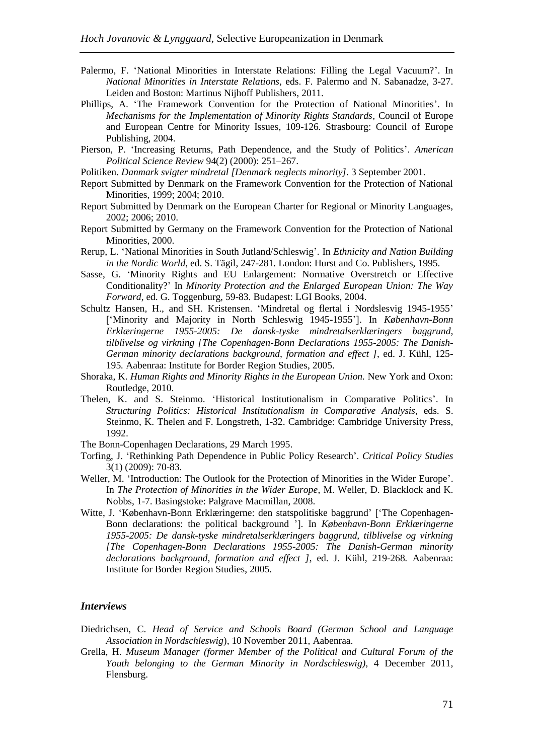Palermo, F. 'National Minorities in Interstate Relations: Filling the Legal Vacuum?'. In *National Minorities in Interstate Relations*, eds. F. Palermo and N. Sabanadze, 3-27. Leiden and Boston: Martinus Nijhoff Publishers, 2011.

Phillips, A. 'The Framework Convention for the Protection of National Minorities'. In *Mechanisms for the Implementation of Minority Rights Standards*, Council of Europe and European Centre for Minority Issues, 109-126. Strasbourg: Council of Europe Publishing, 2004.

Pierson, P. 'Increasing Returns, Path Dependence, and the Study of Politics'. *American Political Science Review* 94(2) (2000): 251–267.

Politiken. *Danmark svigter mindretal [Denmark neglects minority]*. 3 September 2001.

Report Submitted by Denmark on the Framework Convention for the Protection of National Minorities, 1999; 2004; 2010.

Report Submitted by Denmark on the European Charter for Regional or Minority Languages, 2002; 2006; 2010.

Report Submitted by Germany on the Framework Convention for the Protection of National Minorities, 2000.

Rerup, L. 'National Minorities in South Jutland/Schleswig'. In *Ethnicity and Nation Building in the Nordic World*, ed. S. Tägil, 247-281. London: Hurst and Co. Publishers, 1995.

Sasse, G. 'Minority Rights and EU Enlargement: Normative Overstretch or Effective Conditionality?' In *Minority Protection and the Enlarged European Union: The Way Forward*, ed. G. Toggenburg, 59-83. Budapest: LGI Books, 2004.

Schultz Hansen, H., and SH. Kristensen. 'Mindretal og flertal i Nordslesvig 1945-1955' ['Minority and Majority in North Schleswig 1945-1955']. In *København-Bonn Erklæringerne 1955-2005: De dansk-tyske mindretalserklæringers baggrund, tilblivelse og virkning [The Copenhagen-Bonn Declarations 1955-2005: The Danish-German minority declarations background, formation and effect ]*, ed. J. Kühl, 125-195. Aabenraa: Institute for Border Region Studies, 2005.

Shoraka, K. *Human Rights and Minority Rights in the European Union.* New York and Oxon: Routledge, 2010.

Thelen, K. and S. Steinmo. 'Historical Institutionalism in Comparative Politics'. In *Structuring Politics: Historical Institutionalism in Comparative Analysis*, eds. S. Steinmo, K. Thelen and F. Longstreth, 1-32. Cambridge: Cambridge University Press, 1992.

The Bonn-Copenhagen Declarations, 29 March 1995.

Torfing, J. 'Rethinking Path Dependence in Public Policy Research'. *Critical Policy Studies* 3(1) (2009): 70-83.

Weller, M. 'Introduction: The Outlook for the Protection of Minorities in the Wider Europe'. In *The Protection of Minorities in the Wider Europe*, M. Weller, D. Blacklock and K. Nobbs, 1-7. Basingstoke: Palgrave Macmillan, 2008.

Witte, J. 'København-Bonn Erklæringerne: den statspolitiske baggrund' ['The Copenhagen-Bonn declarations: the political background ']. In *København-Bonn Erklæringerne 1955-2005: De dansk-tyske mindretalserklæringers baggrund, tilblivelse og virkning [The Copenhagen-Bonn Declarations 1955-2005: The Danish-German minority declarations background, formation and effect ]*, ed. J. Kühl, 219-268. Aabenraa: Institute for Border Region Studies, 2005.

### *Interviews*

Diedrichsen, C. *Head of Service and Schools Board (German School and Language Association in Nordschleswig*), 10 November 2011, Aabenraa.

Grella, H. *Museum Manager (former Member of the Political and Cultural Forum of the Youth belonging to the German Minority in Nordschleswig)*, 4 December 2011, Flensburg.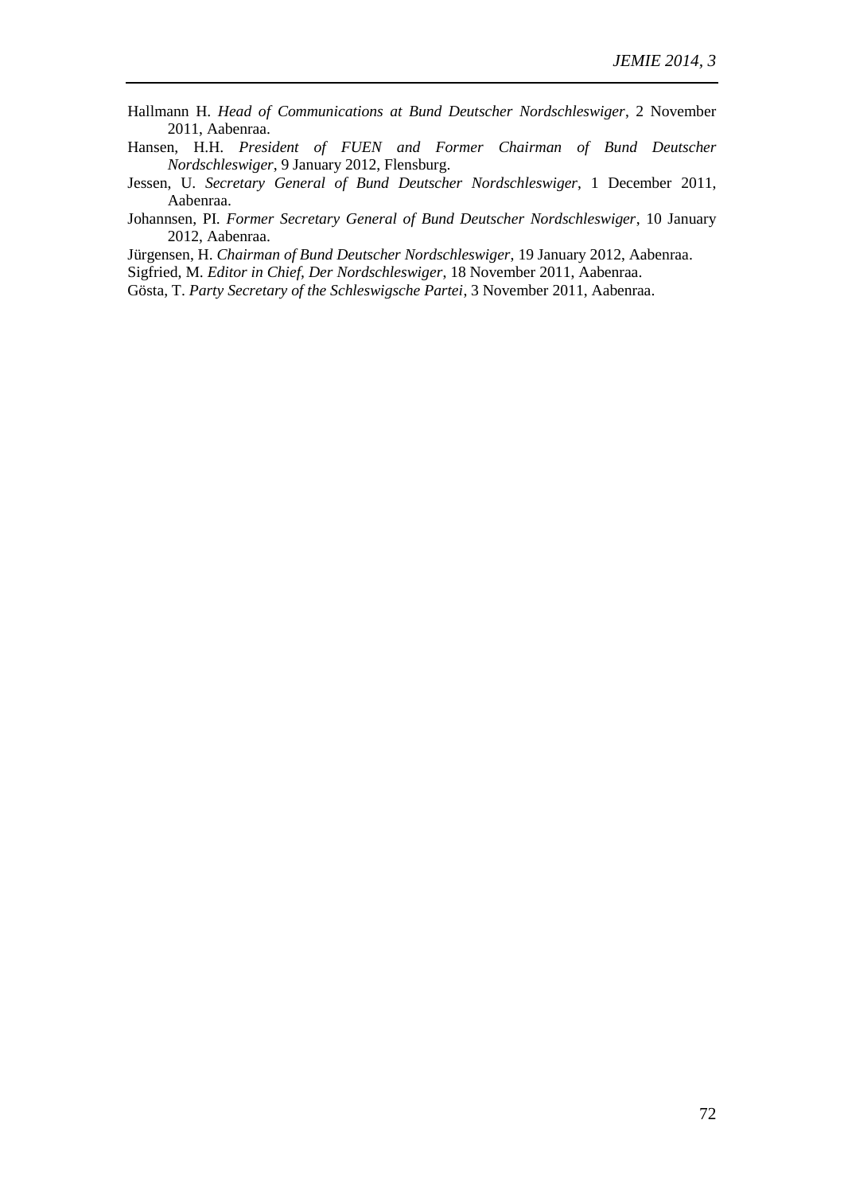Hallmann H. *Head of Communications at Bund Deutscher Nordschleswiger*, 2 November 2011, Aabenraa.

Hansen, H.H. *President of FUEN and Former Chairman of Bund Deutscher Nordschleswiger*, 9 January 2012, Flensburg.

Jessen, U. *Secretary General of Bund Deutscher Nordschleswiger*, 1 December 2011, Aabenraa.

Johannsen, PI. *Former Secretary General of Bund Deutscher Nordschleswiger*, 10 January 2012, Aabenraa.

Jürgensen, H. *Chairman of Bund Deutscher Nordschleswiger*, 19 January 2012, Aabenraa.

Sigfried, M. *Editor in Chief, Der Nordschleswiger*, 18 November 2011, Aabenraa.

Gösta, T. *Party Secretary of the Schleswigsche Partei*, 3 November 2011, Aabenraa.